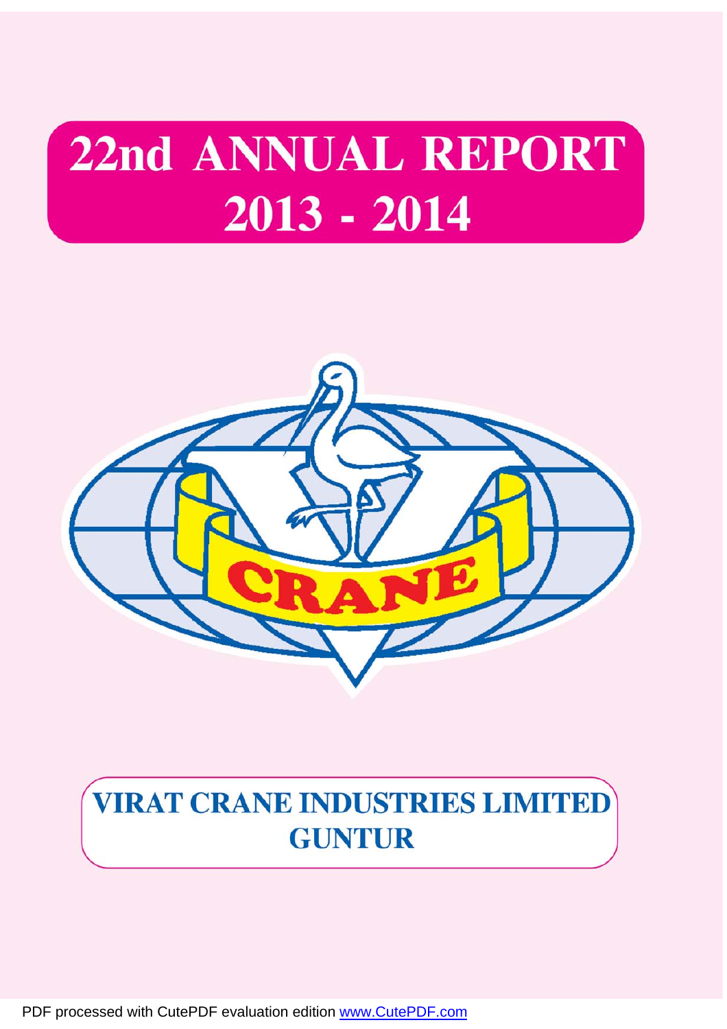# 22nd ANNUAL REPORT 2013 - 2014

CRANE

## VIRAT CRANE INDUSTRIES LIMITED
## GUNTUR

PDF processed with CutePDF evaluation edition www.CutePDF.com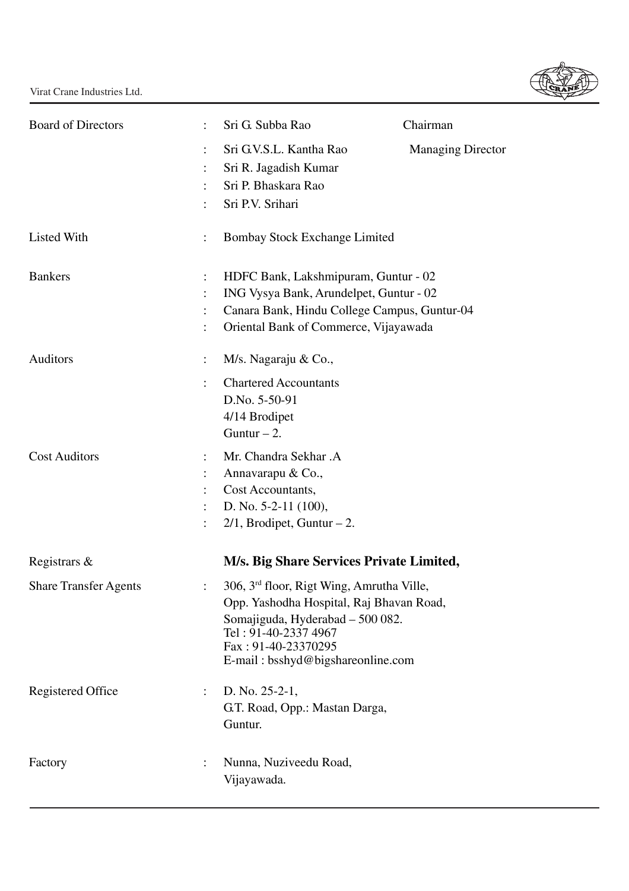| | | | |
|---|---|---|---|
| Board of Directors | : | Sri G. Subba Rao | Chairman |
| | : | Sri G.V.S.L. Kantha Rao | Managing Director |
| | : | Sri R. Jagadish Kumar | |
| | : | Sri P. Bhaskara Rao | |
| | : | Sri P.V. Srihari | |
| Listed With | : | Bombay Stock Exchange Limited | |
| Bankers | : | HDFC Bank, Lakshmipuram, Guntur - 02 | |
| | : | ING Vysya Bank, Arundelpet, Guntur - 02 | |
| | : | Canara Bank, Hindu College Campus, Guntur-04 | |
| | : | Oriental Bank of Commerce, Vijayawada | |
| Auditors | : | M/s. Nagaraju & Co., | |
| | : | Chartered Accountants<br>D.No. 5-50-91<br>4/14 Brodipet<br>Guntur – 2. | |
| Cost Auditors | : | Mr. Chandra Sekhar .A | |
| | : | Annavarapu & Co., | |
| | : | Cost Accountants, | |
| | : | D. No. 5-2-11 (100), | |
| | : | 2/1, Brodipet, Guntur – 2. | |
| Registrars & | | **M/s. Big Share Services Private Limited,** | |
| Share Transfer Agents | : | 306, 3rd floor, Rigt Wing, Amrutha Ville,<br>Opp. Yashodha Hospital, Raj Bhavan Road,<br>Somajiguda, Hyderabad – 500 082.<br>Tel : 91-40-2337 4967<br>Fax : 91-40-23370295<br>E-mail : bsshyd@bigshareonline.com | |
| Registered Office | : | D. No. 25-2-1,<br>G.T. Road, Opp.: Mastan Darga,<br>Guntur. | |
| Factory | : | Nunna, Nuziveedu Road,<br>Vijayawada. | |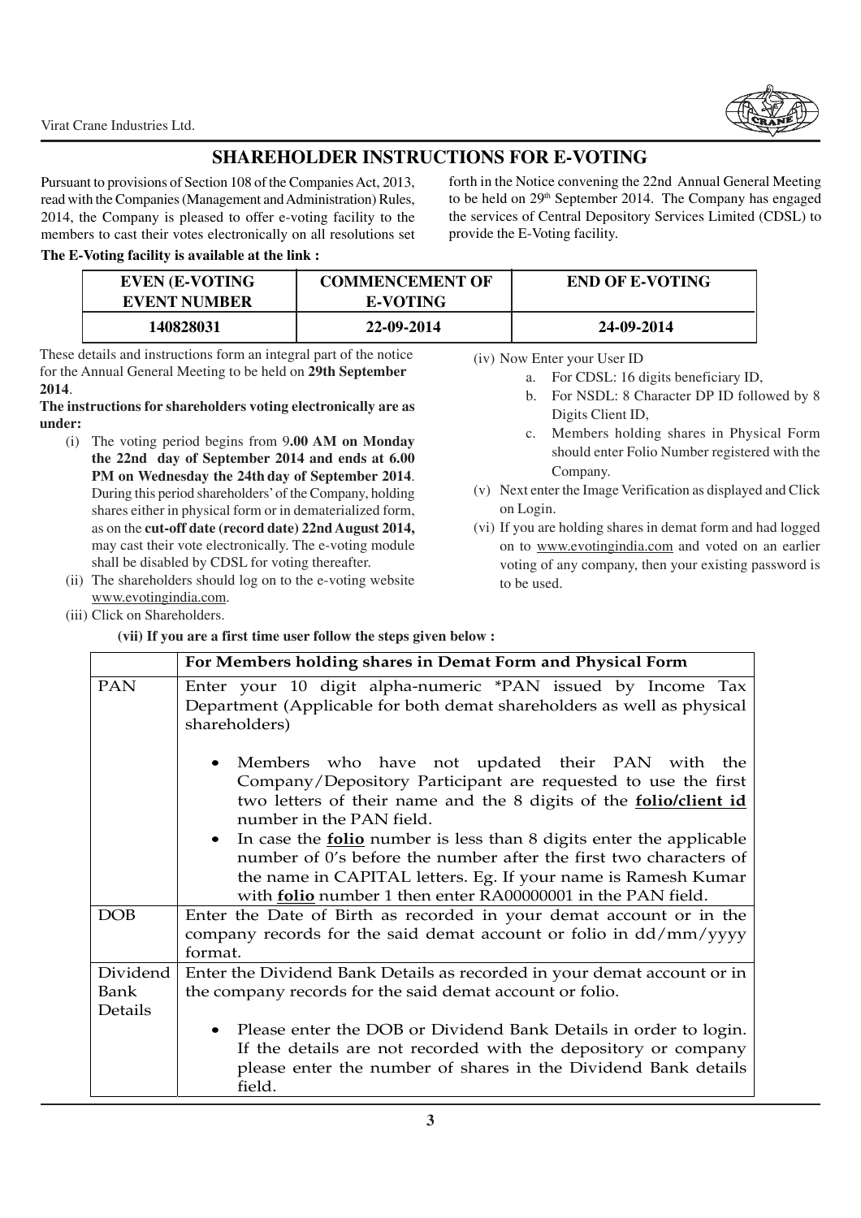# SHAREHOLDER INSTRUCTIONS FOR E-VOTING

Pursuant to provisions of Section 108 of the Companies Act, 2013, read with the Companies (Management and Administration) Rules, 2014, the Company is pleased to offer e-voting facility to the members to cast their votes electronically on all resolutions set forth in the Notice convening the 22nd Annual General Meeting to be held on 29th September 2014. The Company has engaged the services of Central Depository Services Limited (CDSL) to provide the E-Voting facility.

**The E-Voting facility is available at the link :**

| EVEN (E-VOTING EVENT NUMBER | COMMENCEMENT OF E-VOTING | END OF E-VOTING |
|---|---|---|
| 140828031 | 22-09-2014 | 24-09-2014 |

These details and instructions form an integral part of the notice for the Annual General Meeting to be held on **29th September 2014**.

**The instructions for shareholders voting electronically are as under:**

(i) The voting period begins from 9**.00 AM on Monday the 22nd day of September 2014 and ends at 6.00 PM on Wednesday the 24th day of September 2014**. During this period shareholders' of the Company, holding shares either in physical form or in dematerialized form, as on the **cut-off date (record date) 22nd August 2014,** may cast their vote electronically. The e-voting module shall be disabled by CDSL for voting thereafter.

(ii) The shareholders should log on to the e-voting website www.evotingindia.com.

(iii) Click on Shareholders.

(iv) Now Enter your User ID

a. For CDSL: 16 digits beneficiary ID,

b. For NSDL: 8 Character DP ID followed by 8 Digits Client ID,

c. Members holding shares in Physical Form should enter Folio Number registered with the Company.

(v) Next enter the Image Verification as displayed and Click on Login.

(vi) If you are holding shares in demat form and had logged on to www.evotingindia.com and voted on an earlier voting of any company, then your existing password is to be used.

**(vii) If you are a first time user follow the steps given below :**

| | For Members holding shares in Demat Form and Physical Form |
|---|---|
| PAN | Enter your 10 digit alpha-numeric *PAN issued by Income Tax Department (Applicable for both demat shareholders as well as physical shareholders)<br>• Members who have not updated their PAN with the Company/Depository Participant are requested to use the first two letters of their name and the 8 digits of the **folio/client id** number in the PAN field.<br>• In case the **folio** number is less than 8 digits enter the applicable number of 0's before the number after the first two characters of the name in CAPITAL letters. Eg. If your name is Ramesh Kumar with **folio** number 1 then enter RA00000001 in the PAN field. |
| DOB | Enter the Date of Birth as recorded in your demat account or in the company records for the said demat account or folio in dd/mm/yyyy format. |
| Dividend Bank Details | Enter the Dividend Bank Details as recorded in your demat account or in the company records for the said demat account or folio.<br>• Please enter the DOB or Dividend Bank Details in order to login. If the details are not recorded with the depository or company please enter the number of shares in the Dividend Bank details field. |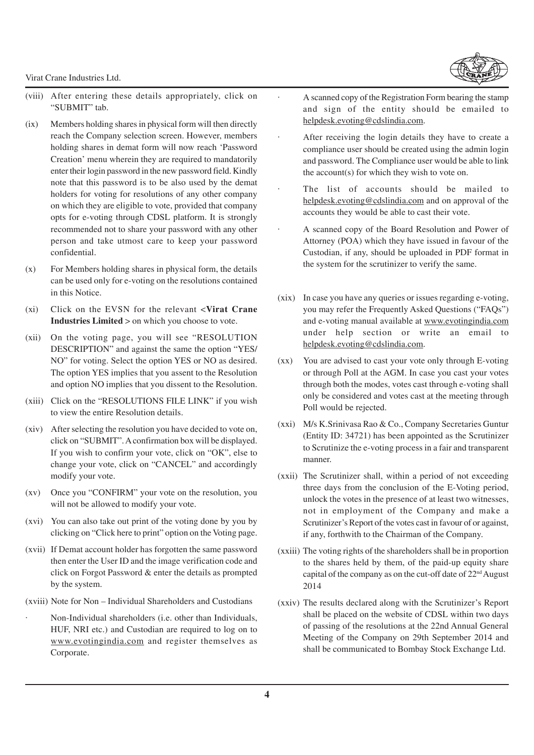(viii) After entering these details appropriately, click on "SUBMIT" tab.

(ix) Members holding shares in physical form will then directly reach the Company selection screen. However, members holding shares in demat form will now reach 'Password Creation' menu wherein they are required to mandatorily enter their login password in the new password field. Kindly note that this password is to be also used by the demat holders for voting for resolutions of any other company on which they are eligible to vote, provided that company opts for e-voting through CDSL platform. It is strongly recommended not to share your password with any other person and take utmost care to keep your password confidential.

(x) For Members holding shares in physical form, the details can be used only for e-voting on the resolutions contained in this Notice.

(xi) Click on the EVSN for the relevant <**Virat Crane Industries Limited** > on which you choose to vote.

(xii) On the voting page, you will see "RESOLUTION DESCRIPTION" and against the same the option "YES/ NO" for voting. Select the option YES or NO as desired. The option YES implies that you assent to the Resolution and option NO implies that you dissent to the Resolution.

(xiii) Click on the "RESOLUTIONS FILE LINK" if you wish to view the entire Resolution details.

(xiv) After selecting the resolution you have decided to vote on, click on "SUBMIT". A confirmation box will be displayed. If you wish to confirm your vote, click on "OK", else to change your vote, click on "CANCEL" and accordingly modify your vote.

(xv) Once you "CONFIRM" your vote on the resolution, you will not be allowed to modify your vote.

(xvi) You can also take out print of the voting done by you by clicking on "Click here to print" option on the Voting page.

(xvii) If Demat account holder has forgotten the same password then enter the User ID and the image verification code and click on Forgot Password & enter the details as prompted by the system.

(xviii) Note for Non – Individual Shareholders and Custodians

- Non-Individual shareholders (i.e. other than Individuals, HUF, NRI etc.) and Custodian are required to log on to www.evotingindia.com and register themselves as Corporate.
- A scanned copy of the Registration Form bearing the stamp and sign of the entity should be emailed to helpdesk.evoting@cdslindia.com.
- After receiving the login details they have to create a compliance user should be created using the admin login and password. The Compliance user would be able to link the account(s) for which they wish to vote on.
- The list of accounts should be mailed to helpdesk.evoting@cdslindia.com and on approval of the accounts they would be able to cast their vote.
- A scanned copy of the Board Resolution and Power of Attorney (POA) which they have issued in favour of the Custodian, if any, should be uploaded in PDF format in the system for the scrutinizer to verify the same.

(xix) In case you have any queries or issues regarding e-voting, you may refer the Frequently Asked Questions ("FAQs") and e-voting manual available at www.evotingindia.com under help section or write an email to helpdesk.evoting@cdslindia.com.

(xx) You are advised to cast your vote only through E-voting or through Poll at the AGM. In case you cast your votes through both the modes, votes cast through e-voting shall only be considered and votes cast at the meeting through Poll would be rejected.

(xxi) M/s K.Srinivasa Rao & Co., Company Secretaries Guntur (Entity ID: 34721) has been appointed as the Scrutinizer to Scrutinize the e-voting process in a fair and transparent manner.

(xxii) The Scrutinizer shall, within a period of not exceeding three days from the conclusion of the E-Voting period, unlock the votes in the presence of at least two witnesses, not in employment of the Company and make a Scrutinizer's Report of the votes cast in favour of or against, if any, forthwith to the Chairman of the Company.

(xxiii) The voting rights of the shareholders shall be in proportion to the shares held by them, of the paid-up equity share capital of the company as on the cut-off date of 22nd August 2014

(xxiv) The results declared along with the Scrutinizer's Report shall be placed on the website of CDSL within two days of passing of the resolutions at the 22nd Annual General Meeting of the Company on 29th September 2014 and shall be communicated to Bombay Stock Exchange Ltd.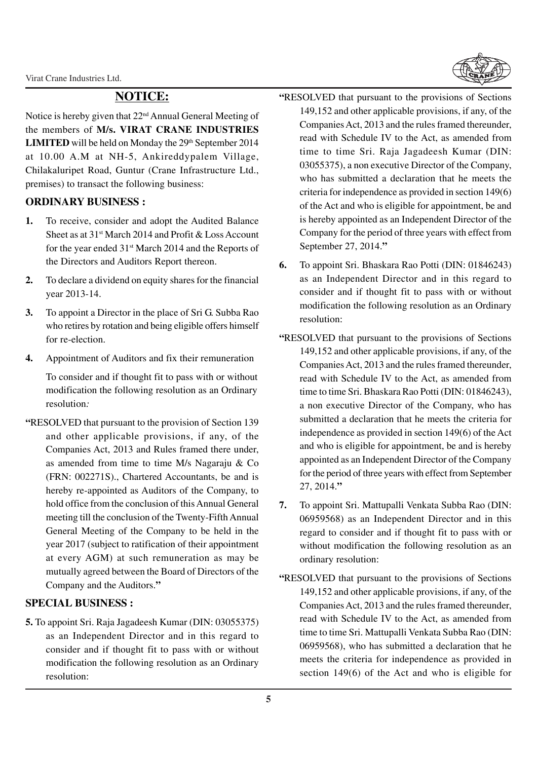## NOTICE:

Notice is hereby given that 22nd Annual General Meeting of the members of **M/s. VIRAT CRANE INDUSTRIES LIMITED** will be held on Monday the 29th September 2014 at 10.00 A.M at NH-5, Ankireddypalem Village, Chilakaluripet Road, Guntur (Crane Infrastructure Ltd., premises) to transact the following business:

### ORDINARY BUSINESS :

1. To receive, consider and adopt the Audited Balance Sheet as at 31st March 2014 and Profit & Loss Account for the year ended 31st March 2014 and the Reports of the Directors and Auditors Report thereon.
2. To declare a dividend on equity shares for the financial year 2013-14.
3. To appoint a Director in the place of Sri G. Subba Rao who retires by rotation and being eligible offers himself for re-election.
4. Appointment of Auditors and fix their remuneration

   To consider and if thought fit to pass with or without modification the following resolution as an Ordinary resolution*:*

**"**RESOLVED that pursuant to the provision of Section 139 and other applicable provisions, if any, of the Companies Act, 2013 and Rules framed there under, as amended from time to time M/s Nagaraju & Co (FRN: 002271S)., Chartered Accountants, be and is hereby re-appointed as Auditors of the Company, to hold office from the conclusion of this Annual General meeting till the conclusion of the Twenty-Fifth Annual General Meeting of the Company to be held in the year 2017 (subject to ratification of their appointment at every AGM) at such remuneration as may be mutually agreed between the Board of Directors of the Company and the Auditors.**"**

### SPECIAL BUSINESS :

**5.** To appoint Sri. Raja Jagadeesh Kumar (DIN: 03055375) as an Independent Director and in this regard to consider and if thought fit to pass with or without modification the following resolution as an Ordinary resolution:

**"**RESOLVED that pursuant to the provisions of Sections 149,152 and other applicable provisions, if any, of the Companies Act, 2013 and the rules framed thereunder, read with Schedule IV to the Act, as amended from time to time Sri. Raja Jagadeesh Kumar (DIN: 03055375), a non executive Director of the Company, who has submitted a declaration that he meets the criteria for independence as provided in section 149(6) of the Act and who is eligible for appointment, be and is hereby appointed as an Independent Director of the Company for the period of three years with effect from September 27, 2014.**"**

6. To appoint Sri. Bhaskara Rao Potti (DIN: 01846243) as an Independent Director and in this regard to consider and if thought fit to pass with or without modification the following resolution as an Ordinary resolution:

**"**RESOLVED that pursuant to the provisions of Sections 149,152 and other applicable provisions, if any, of the Companies Act, 2013 and the rules framed thereunder, read with Schedule IV to the Act, as amended from time to time Sri. Bhaskara Rao Potti (DIN: 01846243), a non executive Director of the Company, who has submitted a declaration that he meets the criteria for independence as provided in section 149(6) of the Act and who is eligible for appointment, be and is hereby appointed as an Independent Director of the Company for the period of three years with effect from September 27, 2014.**"**

7. To appoint Sri. Mattupalli Venkata Subba Rao (DIN: 06959568) as an Independent Director and in this regard to consider and if thought fit to pass with or without modification the following resolution as an ordinary resolution:

**"**RESOLVED that pursuant to the provisions of Sections 149,152 and other applicable provisions, if any, of the Companies Act, 2013 and the rules framed thereunder, read with Schedule IV to the Act, as amended from time to time Sri. Mattupalli Venkata Subba Rao (DIN: 06959568), who has submitted a declaration that he meets the criteria for independence as provided in section 149(6) of the Act and who is eligible for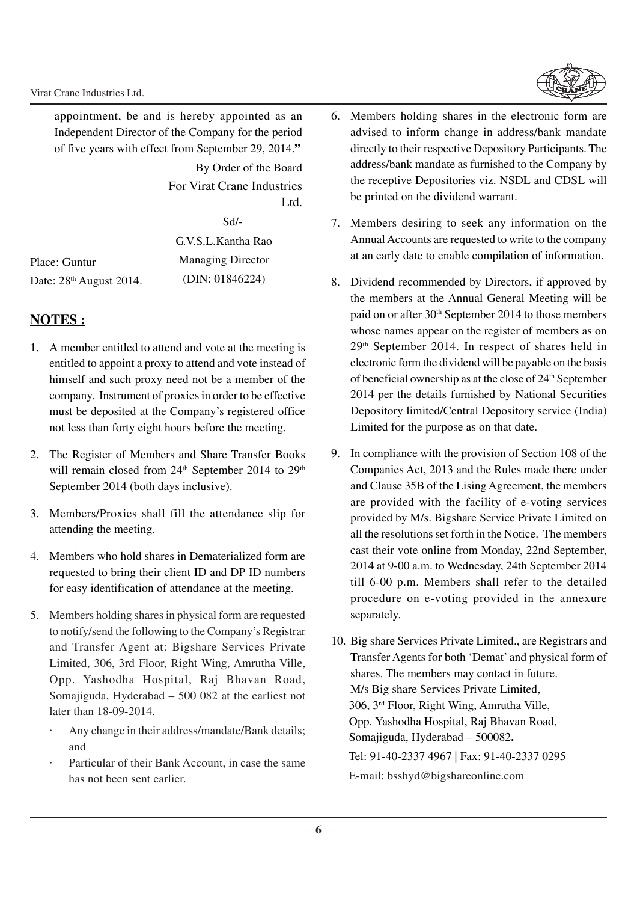appointment, be and is hereby appointed as an Independent Director of the Company for the period of five years with effect from September 29, 2014."

By Order of the Board
For Virat Crane Industries Ltd.

Sd/-
G.V.S.L.Kantha Rao
Managing Director
(DIN: 01846224)

Place: Guntur
Date: 28th August 2014.

## NOTES :

1. A member entitled to attend and vote at the meeting is entitled to appoint a proxy to attend and vote instead of himself and such proxy need not be a member of the company. Instrument of proxies in order to be effective must be deposited at the Company's registered office not less than forty eight hours before the meeting.

2. The Register of Members and Share Transfer Books will remain closed from 24th September 2014 to 29th September 2014 (both days inclusive).

3. Members/Proxies shall fill the attendance slip for attending the meeting.

4. Members who hold shares in Dematerialized form are requested to bring their client ID and DP ID numbers for easy identification of attendance at the meeting.

5. Members holding shares in physical form are requested to notify/send the following to the Company's Registrar and Transfer Agent at: Bigshare Services Private Limited, 306, 3rd Floor, Right Wing, Amrutha Ville, Opp. Yashodha Hospital, Raj Bhavan Road, Somajiguda, Hyderabad – 500 082 at the earliest not later than 18-09-2014.
   - Any change in their address/mandate/Bank details; and
   - Particular of their Bank Account, in case the same has not been sent earlier.

6. Members holding shares in the electronic form are advised to inform change in address/bank mandate directly to their respective Depository Participants. The address/bank mandate as furnished to the Company by the receptive Depositories viz. NSDL and CDSL will be printed on the dividend warrant.

7. Members desiring to seek any information on the Annual Accounts are requested to write to the company at an early date to enable compilation of information.

8. Dividend recommended by Directors, if approved by the members at the Annual General Meeting will be paid on or after 30th September 2014 to those members whose names appear on the register of members as on 29th September 2014. In respect of shares held in electronic form the dividend will be payable on the basis of beneficial ownership as at the close of 24th September 2014 per the details furnished by National Securities Depository limited/Central Depository service (India) Limited for the purpose as on that date.

9. In compliance with the provision of Section 108 of the Companies Act, 2013 and the Rules made there under and Clause 35B of the Lising Agreement, the members are provided with the facility of e-voting services provided by M/s. Bigshare Service Private Limited on all the resolutions set forth in the Notice. The members cast their vote online from Monday, 22nd September, 2014 at 9-00 a.m. to Wednesday, 24th September 2014 till 6-00 p.m. Members shall refer to the detailed procedure on e-voting provided in the annexure separately.

10. Big share Services Private Limited., are Registrars and Transfer Agents for both 'Demat' and physical form of shares. The members may contact in future.
    M/s Big share Services Private Limited,
    306, 3rd Floor, Right Wing, Amrutha Ville,
    Opp. Yashodha Hospital, Raj Bhavan Road,
    Somajiguda, Hyderabad – 500082**.**
    Tel: 91-40-2337 4967 | Fax: 91-40-2337 0295
    E-mail: bsshyd@bigshareonline.com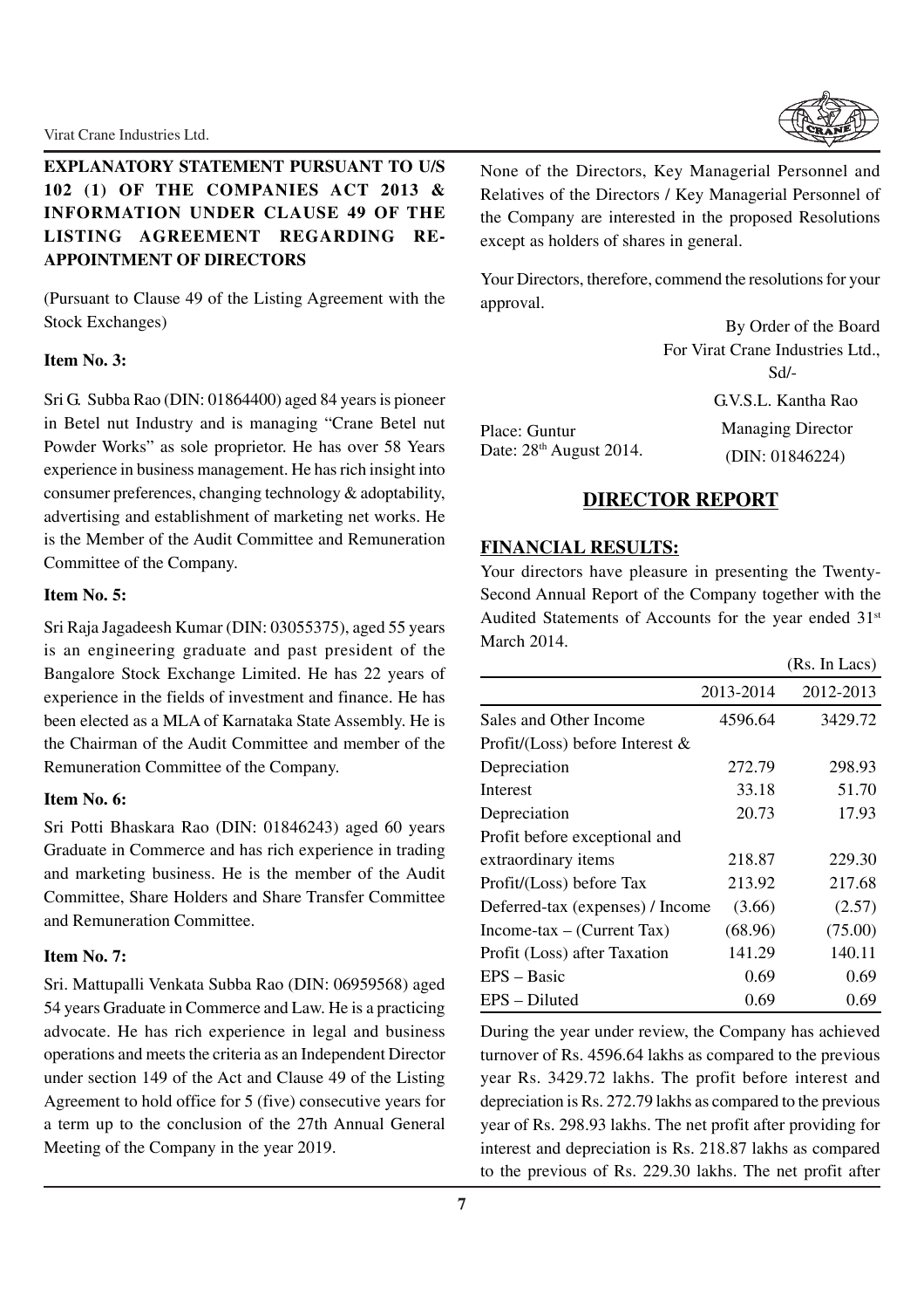**EXPLANATORY STATEMENT PURSUANT TO U/S 102 (1) OF THE COMPANIES ACT 2013 & INFORMATION UNDER CLAUSE 49 OF THE LISTING AGREEMENT REGARDING RE-APPOINTMENT OF DIRECTORS**

(Pursuant to Clause 49 of the Listing Agreement with the Stock Exchanges)

**Item No. 3:**

Sri G. Subba Rao (DIN: 01864400) aged 84 years is pioneer in Betel nut Industry and is managing "Crane Betel nut Powder Works" as sole proprietor. He has over 58 Years experience in business management. He has rich insight into consumer preferences, changing technology & adoptability, advertising and establishment of marketing net works. He is the Member of the Audit Committee and Remuneration Committee of the Company.

**Item No. 5:**

Sri Raja Jagadeesh Kumar (DIN: 03055375), aged 55 years is an engineering graduate and past president of the Bangalore Stock Exchange Limited. He has 22 years of experience in the fields of investment and finance. He has been elected as a MLA of Karnataka State Assembly. He is the Chairman of the Audit Committee and member of the Remuneration Committee of the Company.

**Item No. 6:**

Sri Potti Bhaskara Rao (DIN: 01846243) aged 60 years Graduate in Commerce and has rich experience in trading and marketing business. He is the member of the Audit Committee, Share Holders and Share Transfer Committee and Remuneration Committee.

**Item No. 7:**

Sri. Mattupalli Venkata Subba Rao (DIN: 06959568) aged 54 years Graduate in Commerce and Law. He is a practicing advocate. He has rich experience in legal and business operations and meets the criteria as an Independent Director under section 149 of the Act and Clause 49 of the Listing Agreement to hold office for 5 (five) consecutive years for a term up to the conclusion of the 27th Annual General Meeting of the Company in the year 2019.

None of the Directors, Key Managerial Personnel and Relatives of the Directors / Key Managerial Personnel of the Company are interested in the proposed Resolutions except as holders of shares in general.

Your Directors, therefore, commend the resolutions for your approval.

By Order of the Board
For Virat Crane Industries Ltd.,
Sd/-
G.V.S.L. Kantha Rao
Managing Director
(DIN: 01846224)

Place: Guntur
Date: 28th August 2014.

## DIRECTOR REPORT

**FINANCIAL RESULTS:**

Your directors have pleasure in presenting the Twenty-Second Annual Report of the Company together with the Audited Statements of Accounts for the year ended 31st March 2014.

(Rs. In Lacs)

| | 2013-2014 | 2012-2013 |
|---|---|---|
| Sales and Other Income | 4596.64 | 3429.72 |
| Profit/(Loss) before Interest & Depreciation | 272.79 | 298.93 |
| Interest | 33.18 | 51.70 |
| Depreciation | 20.73 | 17.93 |
| Profit before exceptional and extraordinary items | 218.87 | 229.30 |
| Profit/(Loss) before Tax | 213.92 | 217.68 |
| Deferred-tax (expenses) / Income | (3.66) | (2.57) |
| Income-tax – (Current Tax) | (68.96) | (75.00) |
| Profit (Loss) after Taxation | 141.29 | 140.11 |
| EPS – Basic | 0.69 | 0.69 |
| EPS – Diluted | 0.69 | 0.69 |

During the year under review, the Company has achieved turnover of Rs. 4596.64 lakhs as compared to the previous year Rs. 3429.72 lakhs. The profit before interest and depreciation is Rs. 272.79 lakhs as compared to the previous year of Rs. 298.93 lakhs. The net profit after providing for interest and depreciation is Rs. 218.87 lakhs as compared to the previous of Rs. 229.30 lakhs. The net profit after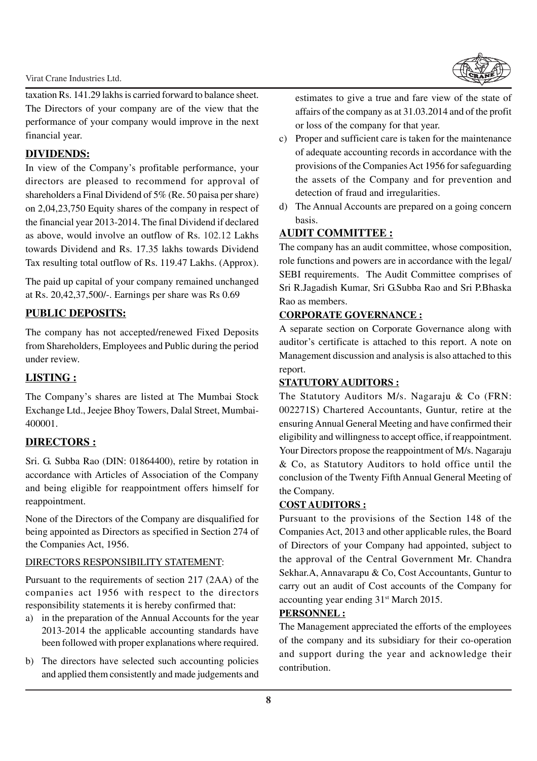taxation Rs. 141.29 lakhs is carried forward to balance sheet. The Directors of your company are of the view that the performance of your company would improve in the next financial year.

## DIVIDENDS:

In view of the Company's profitable performance, your directors are pleased to recommend for approval of shareholders a Final Dividend of 5% (Re. 50 paisa per share) on 2,04,23,750 Equity shares of the company in respect of the financial year 2013-2014. The final Dividend if declared as above, would involve an outflow of Rs. 102.12 Lakhs towards Dividend and Rs. 17.35 lakhs towards Dividend Tax resulting total outflow of Rs. 119.47 Lakhs. (Approx).

The paid up capital of your company remained unchanged at Rs. 20,42,37,500/-. Earnings per share was Rs 0.69

## PUBLIC DEPOSITS:

The company has not accepted/renewed Fixed Deposits from Shareholders, Employees and Public during the period under review.

## LISTING :

The Company's shares are listed at The Mumbai Stock Exchange Ltd., Jeejee Bhoy Towers, Dalal Street, Mumbai-400001.

## DIRECTORS :

Sri. G. Subba Rao (DIN: 01864400), retire by rotation in accordance with Articles of Association of the Company and being eligible for reappointment offers himself for reappointment.

None of the Directors of the Company are disqualified for being appointed as Directors as specified in Section 274 of the Companies Act, 1956.

### DIRECTORS RESPONSIBILITY STATEMENT:

Pursuant to the requirements of section 217 (2AA) of the companies act 1956 with respect to the directors responsibility statements it is hereby confirmed that:

a) in the preparation of the Annual Accounts for the year 2013-2014 the applicable accounting standards have been followed with proper explanations where required.
b) The directors have selected such accounting policies and applied them consistently and made judgements and estimates to give a true and fare view of the state of affairs of the company as at 31.03.2014 and of the profit or loss of the company for that year.
c) Proper and sufficient care is taken for the maintenance of adequate accounting records in accordance with the provisions of the Companies Act 1956 for safeguarding the assets of the Company and for prevention and detection of fraud and irregularities.
d) The Annual Accounts are prepared on a going concern basis.

## AUDIT COMMITTEE :

The company has an audit committee, whose composition, role functions and powers are in accordance with the legal/ SEBI requirements. The Audit Committee comprises of Sri R.Jagadish Kumar, Sri G.Subba Rao and Sri P.Bhaska Rao as members.

## CORPORATE GOVERNANCE :

A separate section on Corporate Governance along with auditor's certificate is attached to this report. A note on Management discussion and analysis is also attached to this report.

## STATUTORY AUDITORS :

The Statutory Auditors M/s. Nagaraju & Co (FRN: 002271S) Chartered Accountants, Guntur, retire at the ensuring Annual General Meeting and have confirmed their eligibility and willingness to accept office, if reappointment. Your Directors propose the reappointment of M/s. Nagaraju & Co, as Statutory Auditors to hold office until the conclusion of the Twenty Fifth Annual General Meeting of the Company.

## COST AUDITORS :

Pursuant to the provisions of the Section 148 of the Companies Act, 2013 and other applicable rules, the Board of Directors of your Company had appointed, subject to the approval of the Central Government Mr. Chandra Sekhar.A, Annavarapu & Co, Cost Accountants, Guntur to carry out an audit of Cost accounts of the Company for accounting year ending 31st March 2015.

## PERSONNEL :

The Management appreciated the efforts of the employees of the company and its subsidiary for their co-operation and support during the year and acknowledge their contribution.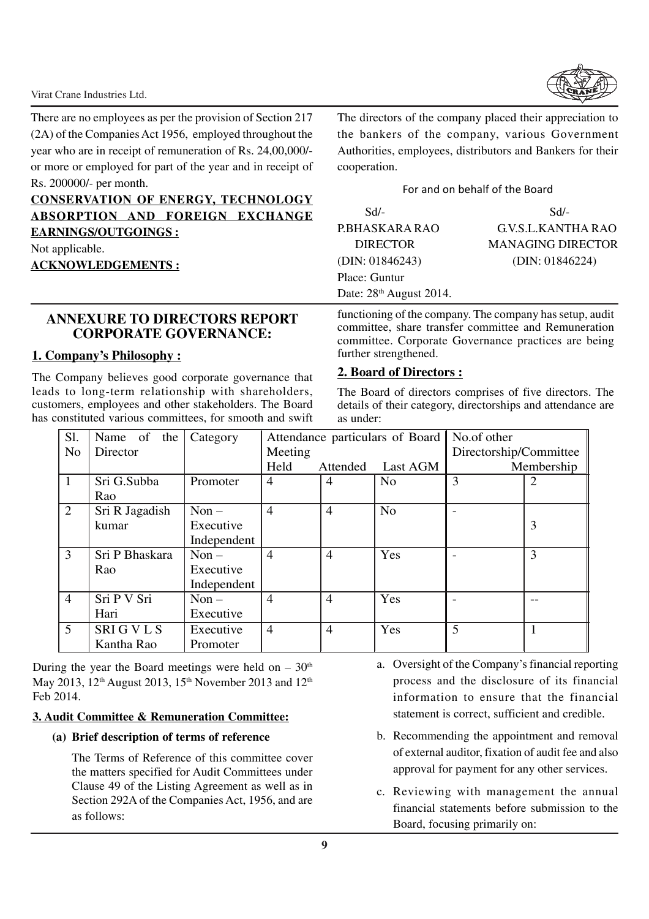There are no employees as per the provision of Section 217 (2A) of the Companies Act 1956, employed throughout the year who are in receipt of remuneration of Rs. 24,00,000/- or more or employed for part of the year and in receipt of Rs. 200000/- per month.

**CONSERVATION OF ENERGY, TECHNOLOGY ABSORPTION AND FOREIGN EXCHANGE EARNINGS/OUTGOINGS :**

Not applicable.

**ACKNOWLEDGEMENTS :**

The directors of the company placed their appreciation to the bankers of the company, various Government Authorities, employees, distributors and Bankers for their cooperation.

For and on behalf of the Board

| | |
|---|---|
| Sd/- | Sd/- |
| P.BHASKARA RAO | G.V.S.L.KANTHA RAO |
| DIRECTOR | MANAGING DIRECTOR |
| (DIN: 01846243) | (DIN: 01846224) |

Place: Guntur
Date: 28th August 2014.

## ANNEXURE TO DIRECTORS REPORT CORPORATE GOVERNANCE:

### 1. Company's Philosophy :

The Company believes good corporate governance that leads to long-term relationship with shareholders, customers, employees and other stakeholders. The Board has constituted various committees, for smooth and swift functioning of the company. The company has setup, audit committee, share transfer committee and Remuneration committee. Corporate Governance practices are being further strengthened.

### 2. Board of Directors :

The Board of directors comprises of five directors. The details of their category, directorships and attendance are as under:

| Sl. No | Name of the Director | Category | Attendance particulars of Board Meeting | | | No.of other Directorship/Committee Membership | |
|---|---|---|---|---|---|---|---|
| | | | Held | Attended | Last AGM | | |
| 1 | Sri G.Subba Rao | Promoter | 4 | 4 | No | 3 | 2 |
| 2 | Sri R Jagadish kumar | Non – Executive Independent | 4 | 4 | No | - | 3 |
| 3 | Sri P Bhaskara Rao | Non – Executive Independent | 4 | 4 | Yes | - | 3 |
| 4 | Sri P V Sri Hari | Non – Executive | 4 | 4 | Yes | - | -- |
| 5 | SRI G V L S Kantha Rao | Executive Promoter | 4 | 4 | Yes | 5 | 1 |

During the year the Board meetings were held on – 30th May 2013, 12th August 2013, 15th November 2013 and 12th Feb 2014.

### 3. Audit Committee & Remuneration Committee:

**(a) Brief description of terms of reference**

The Terms of Reference of this committee cover the matters specified for Audit Committees under Clause 49 of the Listing Agreement as well as in Section 292A of the Companies Act, 1956, and are as follows:

a. Oversight of the Company's financial reporting process and the disclosure of its financial information to ensure that the financial statement is correct, sufficient and credible.

b. Recommending the appointment and removal of external auditor, fixation of audit fee and also approval for payment for any other services.

c. Reviewing with management the annual financial statements before submission to the Board, focusing primarily on: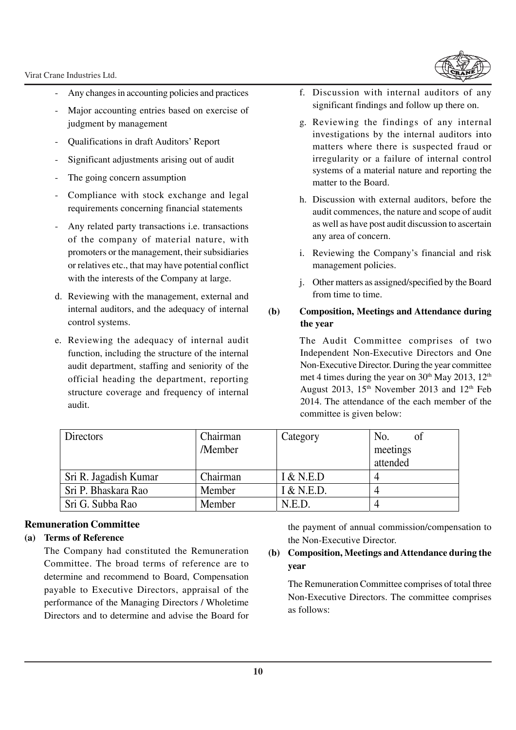- Any changes in accounting policies and practices
- Major accounting entries based on exercise of judgment by management
- Qualifications in draft Auditors' Report
- Significant adjustments arising out of audit
- The going concern assumption
- Compliance with stock exchange and legal requirements concerning financial statements
- Any related party transactions i.e. transactions of the company of material nature, with promoters or the management, their subsidiaries or relatives etc., that may have potential conflict with the interests of the Company at large.

d. Reviewing with the management, external and internal auditors, and the adequacy of internal control systems.

e. Reviewing the adequacy of internal audit function, including the structure of the internal audit department, staffing and seniority of the official heading the department, reporting structure coverage and frequency of internal audit.

f. Discussion with internal auditors of any significant findings and follow up there on.

g. Reviewing the findings of any internal investigations by the internal auditors into matters where there is suspected fraud or irregularity or a failure of internal control systems of a material nature and reporting the matter to the Board.

h. Discussion with external auditors, before the audit commences, the nature and scope of audit as well as have post audit discussion to ascertain any area of concern.

i. Reviewing the Company's financial and risk management policies.

j. Other matters as assigned/specified by the Board from time to time.

**(b) Composition, Meetings and Attendance during the year**

The Audit Committee comprises of two Independent Non-Executive Directors and One Non-Executive Director. During the year committee met 4 times during the year on 30th May 2013, 12th August 2013, 15th November 2013 and 12th Feb 2014. The attendance of the each member of the committee is given below:

| Directors | Chairman /Member | Category | No. of meetings attended |
|---|---|---|---|
| Sri R. Jagadish Kumar | Chairman | I & N.E.D | 4 |
| Sri P. Bhaskara Rao | Member | I & N.E.D. | 4 |
| Sri G. Subba Rao | Member | N.E.D. | 4 |

## Remuneration Committee

**(a) Terms of Reference**

The Company had constituted the Remuneration Committee. The broad terms of reference are to determine and recommend to Board, Compensation payable to Executive Directors, appraisal of the performance of the Managing Directors / Wholetime Directors and to determine and advise the Board for the payment of annual commission/compensation to the Non-Executive Director.

**(b) Composition, Meetings and Attendance during the year**

The Remuneration Committee comprises of total three Non-Executive Directors. The committee comprises as follows: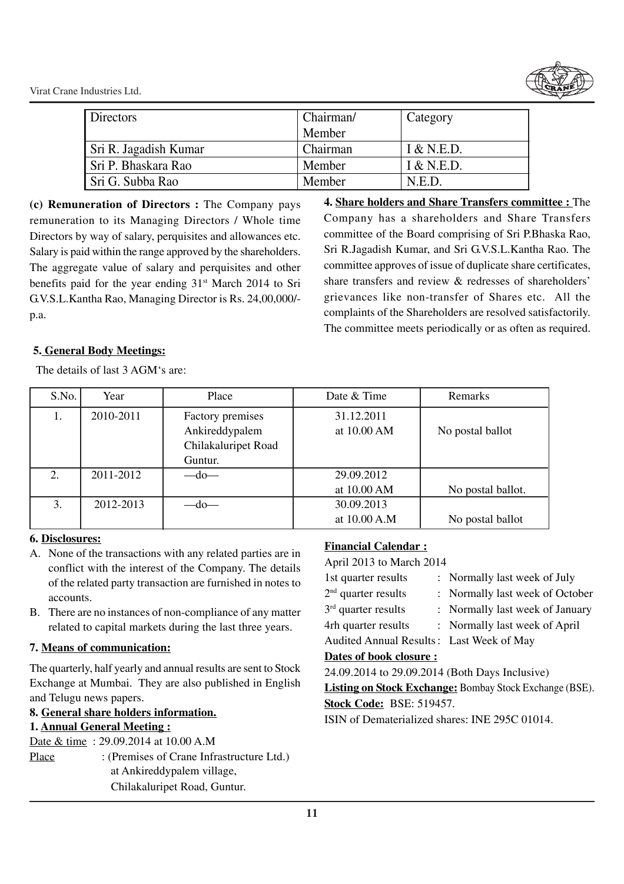| Directors | Chairman/ Member | Category |
|---|---|---|
| Sri R. Jagadish Kumar | Chairman | I & N.E.D. |
| Sri P. Bhaskara Rao | Member | I & N.E.D. |
| Sri G. Subba Rao | Member | N.E.D. |

**(c) Remuneration of Directors :** The Company pays remuneration to its Managing Directors / Whole time Directors by way of salary, perquisites and allowances etc. Salary is paid within the range approved by the shareholders. The aggregate value of salary and perquisites and other benefits paid for the year ending 31st March 2014 to Sri G.V.S.L.Kantha Rao, Managing Director is Rs. 24,00,000/- p.a.

**4. Share holders and Share Transfers committee :** The Company has a shareholders and Share Transfers committee of the Board comprising of Sri P.Bhaska Rao, Sri R.Jagadish Kumar, and Sri G.V.S.L.Kantha Rao. The committee approves of issue of duplicate share certificates, share transfers and review & redresses of shareholders' grievances like non-transfer of Shares etc. All the complaints of the Shareholders are resolved satisfactorily. The committee meets periodically or as often as required.

**5. General Body Meetings:**

The details of last 3 AGM's are:

| S.No. | Year | Place | Date & Time | Remarks |
|---|---|---|---|---|
| 1. | 2010-2011 | Factory premises Ankireddypalem Chilakaluripet Road Guntur. | 31.12.2011 at 10.00 AM | No postal ballot |
| 2. | 2011-2012 | —do— | 29.09.2012 at 10.00 AM | No postal ballot. |
| 3. | 2012-2013 | —do— | 30.09.2013 at 10.00 A.M | No postal ballot |

**6. Disclosures:**

A. None of the transactions with any related parties are in conflict with the interest of the Company. The details of the related party transaction are furnished in notes to accounts.

B. There are no instances of non-compliance of any matter related to capital markets during the last three years.

**7. Means of communication:**

The quarterly, half yearly and annual results are sent to Stock Exchange at Mumbai. They are also published in English and Telugu news papers.

**8. General share holders information.**

**1. Annual General Meeting :**

Date & time : 29.09.2014 at 10.00 A.M

Place : (Premises of Crane Infrastructure Ltd.) at Ankireddypalem village, Chilakaluripet Road, Guntur.

**Financial Calendar :**

April 2013 to March 2014

1st quarter results : Normally last week of July

2nd quarter results : Normally last week of October

3rd quarter results : Normally last week of January

4rh quarter results : Normally last week of April

Audited Annual Results : Last Week of May

**Dates of book closure :**

24.09.2014 to 29.09.2014 (Both Days Inclusive)

**Listing on Stock Exchange:** Bombay Stock Exchange (BSE).

**Stock Code:** BSE: 519457.

ISIN of Dematerialized shares: INE 295C 01014.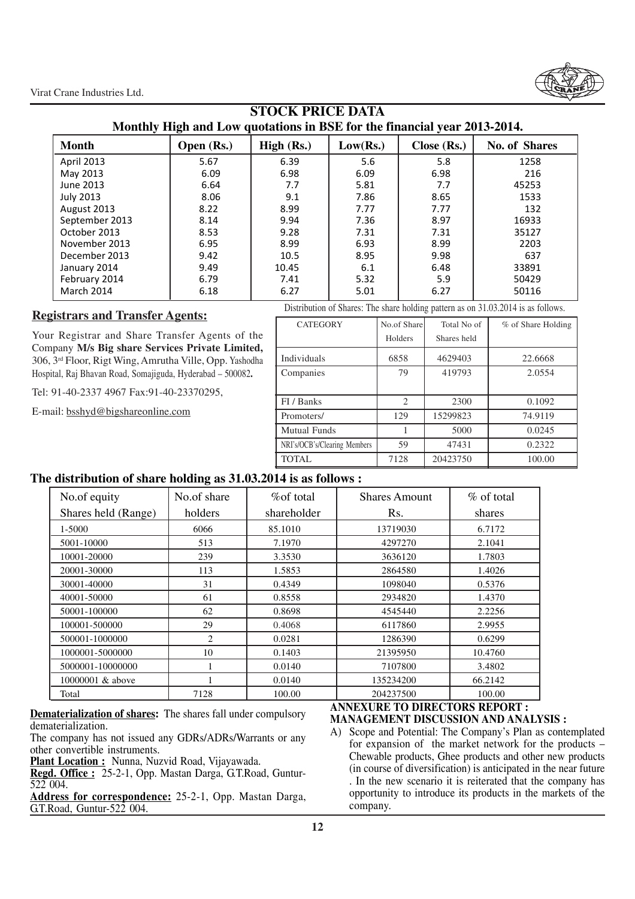# STOCK PRICE DATA

## Monthly High and Low quotations in BSE for the financial year 2013-2014.

| Month | Open (Rs.) | High (Rs.) | Low(Rs.) | Close (Rs.) | No. of Shares |
|---|---|---|---|---|---|
| April 2013 | 5.67 | 6.39 | 5.6 | 5.8 | 1258 |
| May 2013 | 6.09 | 6.98 | 6.09 | 6.98 | 216 |
| June 2013 | 6.64 | 7.7 | 5.81 | 7.7 | 45253 |
| July 2013 | 8.06 | 9.1 | 7.86 | 8.65 | 1533 |
| August 2013 | 8.22 | 8.99 | 7.77 | 7.77 | 132 |
| September 2013 | 8.14 | 9.94 | 7.36 | 8.97 | 16933 |
| October 2013 | 8.53 | 9.28 | 7.31 | 7.31 | 35127 |
| November 2013 | 6.95 | 8.99 | 6.93 | 8.99 | 2203 |
| December 2013 | 9.42 | 10.5 | 8.95 | 9.98 | 637 |
| January 2014 | 9.49 | 10.45 | 6.1 | 6.48 | 33891 |
| February 2014 | 6.79 | 7.41 | 5.32 | 5.9 | 50429 |
| March 2014 | 6.18 | 6.27 | 5.01 | 6.27 | 50116 |

### Registrars and Transfer Agents:

Your Registrar and Share Transfer Agents of the Company **M/s Big share Services Private Limited,** 306, 3rd Floor, Rigt Wing, Amrutha Ville, Opp. Yashodha Hospital, Raj Bhavan Road, Somajiguda, Hyderabad – 500082**.**

Tel: 91-40-2337 4967 Fax:91-40-23370295,

E-mail: bsshyd@bigshareonline.com

Distribution of Shares: The share holding pattern as on 31.03.2014 is as follows.

| CATEGORY | No.of Share Holders | Total No of Shares held | % of Share Holding |
|---|---|---|---|
| Individuals | 6858 | 4629403 | 22.6668 |
| Companies | 79 | 419793 | 2.0554 |
| FI / Banks | 2 | 2300 | 0.1092 |
| Promoters/ | 129 | 15299823 | 74.9119 |
| Mutual Funds | 1 | 5000 | 0.0245 |
| NRI's/OCB's/Clearing Members | 59 | 47431 | 0.2322 |
| TOTAL | 7128 | 20423750 | 100.00 |

### The distribution of share holding as 31.03.2014 is as follows :

| No.of equity Shares held (Range) | No.of share holders | %of total shareholder | Shares Amount Rs. | % of total shares |
|---|---|---|---|---|
| 1-5000 | 6066 | 85.1010 | 13719030 | 6.7172 |
| 5001-10000 | 513 | 7.1970 | 4297270 | 2.1041 |
| 10001-20000 | 239 | 3.3530 | 3636120 | 1.7803 |
| 20001-30000 | 113 | 1.5853 | 2864580 | 1.4026 |
| 30001-40000 | 31 | 0.4349 | 1098040 | 0.5376 |
| 40001-50000 | 61 | 0.8558 | 2934820 | 1.4370 |
| 50001-100000 | 62 | 0.8698 | 4545440 | 2.2256 |
| 100001-500000 | 29 | 0.4068 | 6117860 | 2.9955 |
| 500001-1000000 | 2 | 0.0281 | 1286390 | 0.6299 |
| 1000001-5000000 | 10 | 0.1403 | 21395950 | 10.4760 |
| 5000001-10000000 | 1 | 0.0140 | 7107800 | 3.4802 |
| 10000001 & above | 1 | 0.0140 | 135234200 | 66.2142 |
| Total | 7128 | 100.00 | 204237500 | 100.00 |

**Dematerialization of shares:** The shares fall under compulsory dematerialization.

The company has not issued any GDRs/ADRs/Warrants or any other convertible instruments.

**Plant Location :** Nunna, Nuzvid Road, Vijayawada.

**Regd. Office :** 25-2-1, Opp. Mastan Darga, G.T.Road, Guntur-522 004.

**Address for correspondence:** 25-2-1, Opp. Mastan Darga, G.T.Road, Guntur-522 004.

### ANNEXURE TO DIRECTORS REPORT : MANAGEMENT DISCUSSION AND ANALYSIS :

A) Scope and Potential: The Company's Plan as contemplated for expansion of the market network for the products – Chewable products, Ghee products and other new products (in course of diversification) is anticipated in the near future . In the new scenario it is reiterated that the company has opportunity to introduce its products in the markets of the company.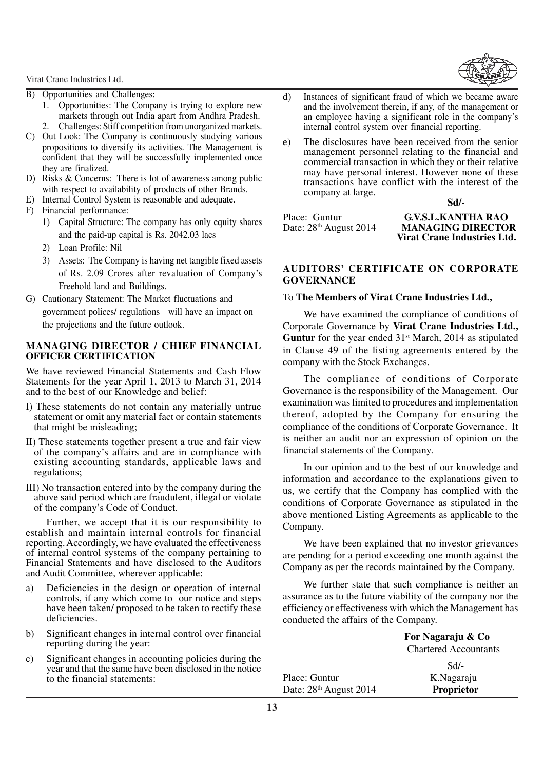B) Opportunities and Challenges:
   1. Opportunities: The Company is trying to explore new markets through out India apart from Andhra Pradesh.
   2. Challenges: Stiff competition from unorganized markets.

C) Out Look: The Company is continuously studying various propositions to diversify its activities. The Management is confident that they will be successfully implemented once they are finalized.

D) Risks & Concerns: There is lot of awareness among public with respect to availability of products of other Brands.

E) Internal Control System is reasonable and adequate.

F) Financial performance:
   1) Capital Structure: The company has only equity shares and the paid-up capital is Rs. 2042.03 lacs
   2) Loan Profile: Nil
   3) Assets: The Company is having net tangible fixed assets of Rs. 2.09 Crores after revaluation of Company's Freehold land and Buildings.

G) Cautionary Statement: The Market fluctuations and government polices/ regulations will have an impact on the projections and the future outlook.

## MANAGING DIRECTOR / CHIEF FINANCIAL OFFICER CERTIFICATION

We have reviewed Financial Statements and Cash Flow Statements for the year April 1, 2013 to March 31, 2014 and to the best of our Knowledge and belief:

I) These statements do not contain any materially untrue statement or omit any material fact or contain statements that might be misleading;

II) These statements together present a true and fair view of the company's affairs and are in compliance with existing accounting standards, applicable laws and regulations;

III) No transaction entered into by the company during the above said period which are fraudulent, illegal or violate of the company's Code of Conduct.

Further, we accept that it is our responsibility to establish and maintain internal controls for financial reporting. Accordingly, we have evaluated the effectiveness of internal control systems of the company pertaining to Financial Statements and have disclosed to the Auditors and Audit Committee, wherever applicable:

a) Deficiencies in the design or operation of internal controls, if any which come to our notice and steps have been taken/ proposed to be taken to rectify these deficiencies.

b) Significant changes in internal control over financial reporting during the year:

c) Significant changes in accounting policies during the year and that the same have been disclosed in the notice to the financial statements:

d) Instances of significant fraud of which we became aware and the involvement therein, if any, of the management or an employee having a significant role in the company's internal control system over financial reporting.

e) The disclosures have been received from the senior management personnel relating to the financial and commercial transaction in which they or their relative may have personal interest. However none of these transactions have conflict with the interest of the company at large.

**Sd/-**

Place: Guntur
Date: 28th August 2014

**G.V.S.L.KANTHA RAO**
**MANAGING DIRECTOR**
**Virat Crane Industries Ltd.**

## AUDITORS' CERTIFICATE ON CORPORATE GOVERNANCE

To **The Members of Virat Crane Industries Ltd.,**

We have examined the compliance of conditions of Corporate Governance by **Virat Crane Industries Ltd., Guntur** for the year ended 31st March, 2014 as stipulated in Clause 49 of the listing agreements entered by the company with the Stock Exchanges.

The compliance of conditions of Corporate Governance is the responsibility of the Management. Our examination was limited to procedures and implementation thereof, adopted by the Company for ensuring the compliance of the conditions of Corporate Governance. It is neither an audit nor an expression of opinion on the financial statements of the Company.

In our opinion and to the best of our knowledge and information and accordance to the explanations given to us, we certify that the Company has complied with the conditions of Corporate Governance as stipulated in the above mentioned Listing Agreements as applicable to the Company.

We have been explained that no investor grievances are pending for a period exceeding one month against the Company as per the records maintained by the Company.

We further state that such compliance is neither an assurance as to the future viability of the company nor the efficiency or effectiveness with which the Management has conducted the affairs of the Company.

**For Nagaraju & Co**
Chartered Accountants

Sd/-

Place: Guntur
Date: 28th August 2014

K.Nagaraju
**Proprietor**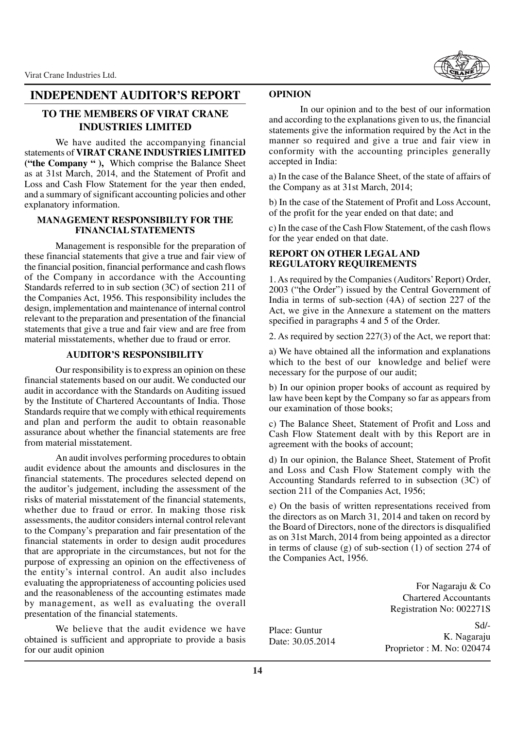# INDEPENDENT AUDITOR'S REPORT

## TO THE MEMBERS OF VIRAT CRANE INDUSTRIES LIMITED

We have audited the accompanying financial statements of **VIRAT CRANE INDUSTRIES LIMITED ("the Company " ),** Which comprise the Balance Sheet as at 31st March, 2014, and the Statement of Profit and Loss and Cash Flow Statement for the year then ended, and a summary of significant accounting policies and other explanatory information.

### MANAGEMENT RESPONSIBILTY FOR THE FINANCIAL STATEMENTS

Management is responsible for the preparation of these financial statements that give a true and fair view of the financial position, financial performance and cash flows of the Company in accordance with the Accounting Standards referred to in sub section (3C) of section 211 of the Companies Act, 1956. This responsibility includes the design, implementation and maintenance of internal control relevant to the preparation and presentation of the financial statements that give a true and fair view and are free from material misstatements, whether due to fraud or error.

### AUDITOR'S RESPONSIBILITY

Our responsibility is to express an opinion on these financial statements based on our audit. We conducted our audit in accordance with the Standards on Auditing issued by the Institute of Chartered Accountants of India. Those Standards require that we comply with ethical requirements and plan and perform the audit to obtain reasonable assurance about whether the financial statements are free from material misstatement.

An audit involves performing procedures to obtain audit evidence about the amounts and disclosures in the financial statements. The procedures selected depend on the auditor's judgement, including the assessment of the risks of material misstatement of the financial statements, whether due to fraud or error. In making those risk assessments, the auditor considers internal control relevant to the Company's preparation and fair presentation of the financial statements in order to design audit procedures that are appropriate in the circumstances, but not for the purpose of expressing an opinion on the effectiveness of the entity's internal control. An audit also includes evaluating the appropriateness of accounting policies used and the reasonableness of the accounting estimates made by management, as well as evaluating the overall presentation of the financial statements.

We believe that the audit evidence we have obtained is sufficient and appropriate to provide a basis for our audit opinion

### OPINION

In our opinion and to the best of our information and according to the explanations given to us, the financial statements give the information required by the Act in the manner so required and give a true and fair view in conformity with the accounting principles generally accepted in India:

a) In the case of the Balance Sheet, of the state of affairs of the Company as at 31st March, 2014;

b) In the case of the Statement of Profit and Loss Account, of the profit for the year ended on that date; and

c) In the case of the Cash Flow Statement, of the cash flows for the year ended on that date.

### REPORT ON OTHER LEGAL AND REGULATORY REQUIREMENTS

1. As required by the Companies (Auditors' Report) Order, 2003 ("the Order") issued by the Central Government of India in terms of sub-section (4A) of section 227 of the Act, we give in the Annexure a statement on the matters specified in paragraphs 4 and 5 of the Order.

2. As required by section 227(3) of the Act, we report that:

a) We have obtained all the information and explanations which to the best of our knowledge and belief were necessary for the purpose of our audit;

b) In our opinion proper books of account as required by law have been kept by the Company so far as appears from our examination of those books;

c) The Balance Sheet, Statement of Profit and Loss and Cash Flow Statement dealt with by this Report are in agreement with the books of account;

d) In our opinion, the Balance Sheet, Statement of Profit and Loss and Cash Flow Statement comply with the Accounting Standards referred to in subsection (3C) of section 211 of the Companies Act, 1956;

e) On the basis of written representations received from the directors as on March 31, 2014 and taken on record by the Board of Directors, none of the directors is disqualified as on 31st March, 2014 from being appointed as a director in terms of clause (g) of sub-section (1) of section 274 of the Companies Act, 1956.

For Nagaraju & Co
Chartered Accountants
Registration No: 002271S

Sd/-
K. Nagaraju
Proprietor : M. No: 020474

Place: Guntur
Date: 30.05.2014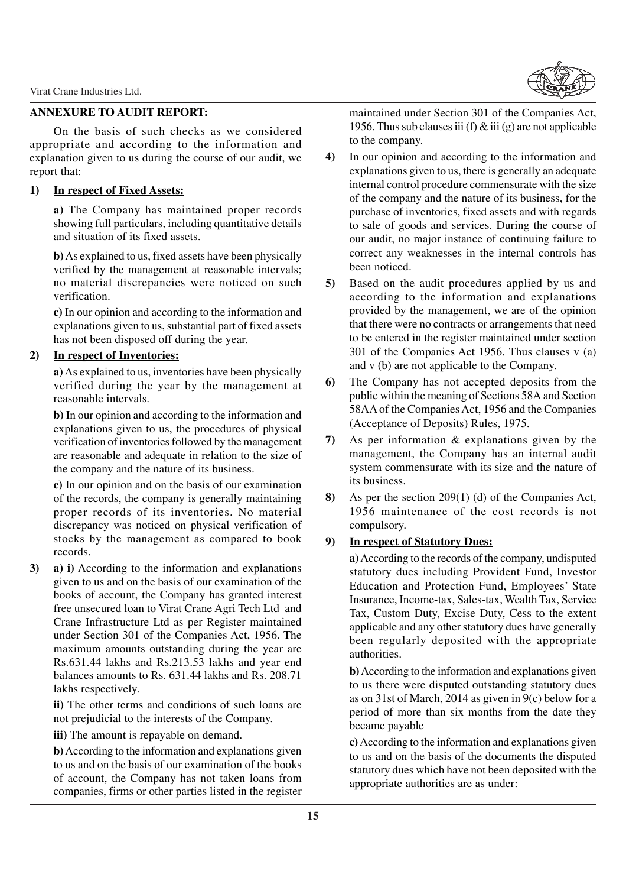## ANNEXURE TO AUDIT REPORT:

On the basis of such checks as we considered appropriate and according to the information and explanation given to us during the course of our audit, we report that:

**1) In respect of Fixed Assets:**

**a)** The Company has maintained proper records showing full particulars, including quantitative details and situation of its fixed assets.

**b)** As explained to us, fixed assets have been physically verified by the management at reasonable intervals; no material discrepancies were noticed on such verification.

**c)** In our opinion and according to the information and explanations given to us, substantial part of fixed assets has not been disposed off during the year.

**2) In respect of Inventories:**

**a)** As explained to us, inventories have been physically verified during the year by the management at reasonable intervals.

**b)** In our opinion and according to the information and explanations given to us, the procedures of physical verification of inventories followed by the management are reasonable and adequate in relation to the size of the company and the nature of its business.

**c)** In our opinion and on the basis of our examination of the records, the company is generally maintaining proper records of its inventories. No material discrepancy was noticed on physical verification of stocks by the management as compared to book records.

**3) a) i)** According to the information and explanations given to us and on the basis of our examination of the books of account, the Company has granted interest free unsecured loan to Virat Crane Agri Tech Ltd and Crane Infrastructure Ltd as per Register maintained under Section 301 of the Companies Act, 1956. The maximum amounts outstanding during the year are Rs.631.44 lakhs and Rs.213.53 lakhs and year end balances amounts to Rs. 631.44 lakhs and Rs. 208.71 lakhs respectively.

**ii)** The other terms and conditions of such loans are not prejudicial to the interests of the Company.

**iii)** The amount is repayable on demand.

**b)** According to the information and explanations given to us and on the basis of our examination of the books of account, the Company has not taken loans from companies, firms or other parties listed in the register maintained under Section 301 of the Companies Act, 1956. Thus sub clauses iii (f) & iii (g) are not applicable to the company.

**4)** In our opinion and according to the information and explanations given to us, there is generally an adequate internal control procedure commensurate with the size of the company and the nature of its business, for the purchase of inventories, fixed assets and with regards to sale of goods and services. During the course of our audit, no major instance of continuing failure to correct any weaknesses in the internal controls has been noticed.

**5)** Based on the audit procedures applied by us and according to the information and explanations provided by the management, we are of the opinion that there were no contracts or arrangements that need to be entered in the register maintained under section 301 of the Companies Act 1956. Thus clauses v (a) and v (b) are not applicable to the Company.

**6)** The Company has not accepted deposits from the public within the meaning of Sections 58A and Section 58AA of the Companies Act, 1956 and the Companies (Acceptance of Deposits) Rules, 1975.

**7)** As per information & explanations given by the management, the Company has an internal audit system commensurate with its size and the nature of its business.

**8)** As per the section 209(1) (d) of the Companies Act, 1956 maintenance of the cost records is not compulsory.

**9) In respect of Statutory Dues:**

**a)** According to the records of the company, undisputed statutory dues including Provident Fund, Investor Education and Protection Fund, Employees' State Insurance, Income-tax, Sales-tax, Wealth Tax, Service Tax, Custom Duty, Excise Duty, Cess to the extent applicable and any other statutory dues have generally been regularly deposited with the appropriate authorities.

**b)** According to the information and explanations given to us there were disputed outstanding statutory dues as on 31st of March, 2014 as given in 9(c) below for a period of more than six months from the date they became payable

**c)** According to the information and explanations given to us and on the basis of the documents the disputed statutory dues which have not been deposited with the appropriate authorities are as under: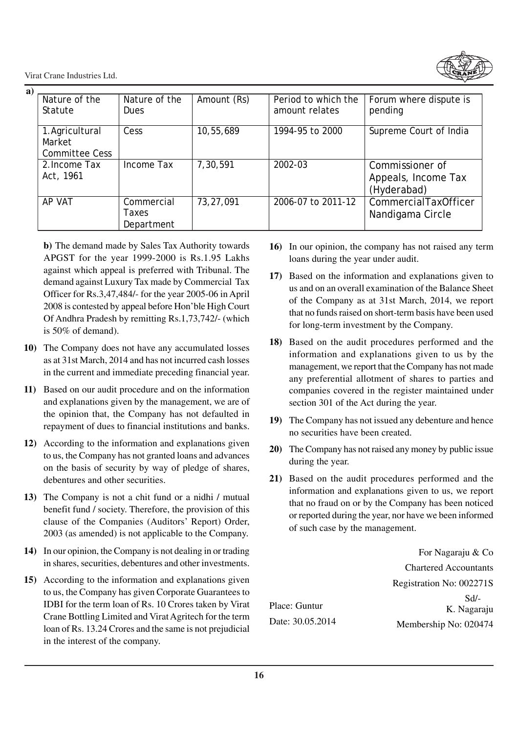a)

| Nature of the Statute | Nature of the Dues | Amount (Rs) | Period to which the amount relates | Forum where dispute is pending |
|---|---|---|---|---|
| 1.Agricultural Market Committee Cess | Cess | 10,55,689 | 1994-95 to 2000 | Supreme Court of India |
| 2.Income Tax Act, 1961 | Income Tax | 7,30,591 | 2002-03 | Commissioner of Appeals, Income Tax (Hyderabad) |
| AP VAT | Commercial Taxes Department | 73,27,091 | 2006-07 to 2011-12 | CommercialTaxOfficer Nandigama Circle |

**b)** The demand made by Sales Tax Authority towards APGST for the year 1999-2000 is Rs.1.95 Lakhs against which appeal is preferred with Tribunal. The demand against Luxury Tax made by Commercial Tax Officer for Rs.3,47,484/- for the year 2005-06 in April 2008 is contested by appeal before Hon'ble High Court Of Andhra Pradesh by remitting Rs.1,73,742/- (which is 50% of demand).

**10)** The Company does not have any accumulated losses as at 31st March, 2014 and has not incurred cash losses in the current and immediate preceding financial year.

**11)** Based on our audit procedure and on the information and explanations given by the management, we are of the opinion that, the Company has not defaulted in repayment of dues to financial institutions and banks.

**12)** According to the information and explanations given to us, the Company has not granted loans and advances on the basis of security by way of pledge of shares, debentures and other securities.

**13)** The Company is not a chit fund or a nidhi / mutual benefit fund / society. Therefore, the provision of this clause of the Companies (Auditors' Report) Order, 2003 (as amended) is not applicable to the Company.

**14)** In our opinion, the Company is not dealing in or trading in shares, securities, debentures and other investments.

**15)** According to the information and explanations given to us, the Company has given Corporate Guarantees to IDBI for the term loan of Rs. 10 Crores taken by Virat Crane Bottling Limited and Virat Agritech for the term loan of Rs. 13.24 Crores and the same is not prejudicial in the interest of the company.

**16)** In our opinion, the company has not raised any term loans during the year under audit.

**17)** Based on the information and explanations given to us and on an overall examination of the Balance Sheet of the Company as at 31st March, 2014, we report that no funds raised on short-term basis have been used for long-term investment by the Company.

**18)** Based on the audit procedures performed and the information and explanations given to us by the management, we report that the Company has not made any preferential allotment of shares to parties and companies covered in the register maintained under section 301 of the Act during the year.

**19)** The Company has not issued any debenture and hence no securities have been created.

**20)** The Company has not raised any money by public issue during the year.

**21)** Based on the audit procedures performed and the information and explanations given to us, we report that no fraud on or by the Company has been noticed or reported during the year, nor have we been informed of such case by the management.

For Nagaraju & Co
Chartered Accountants
Registration No: 002271S

Sd/-
K. Nagaraju
Membership No: 020474

Place: Guntur
Date: 30.05.2014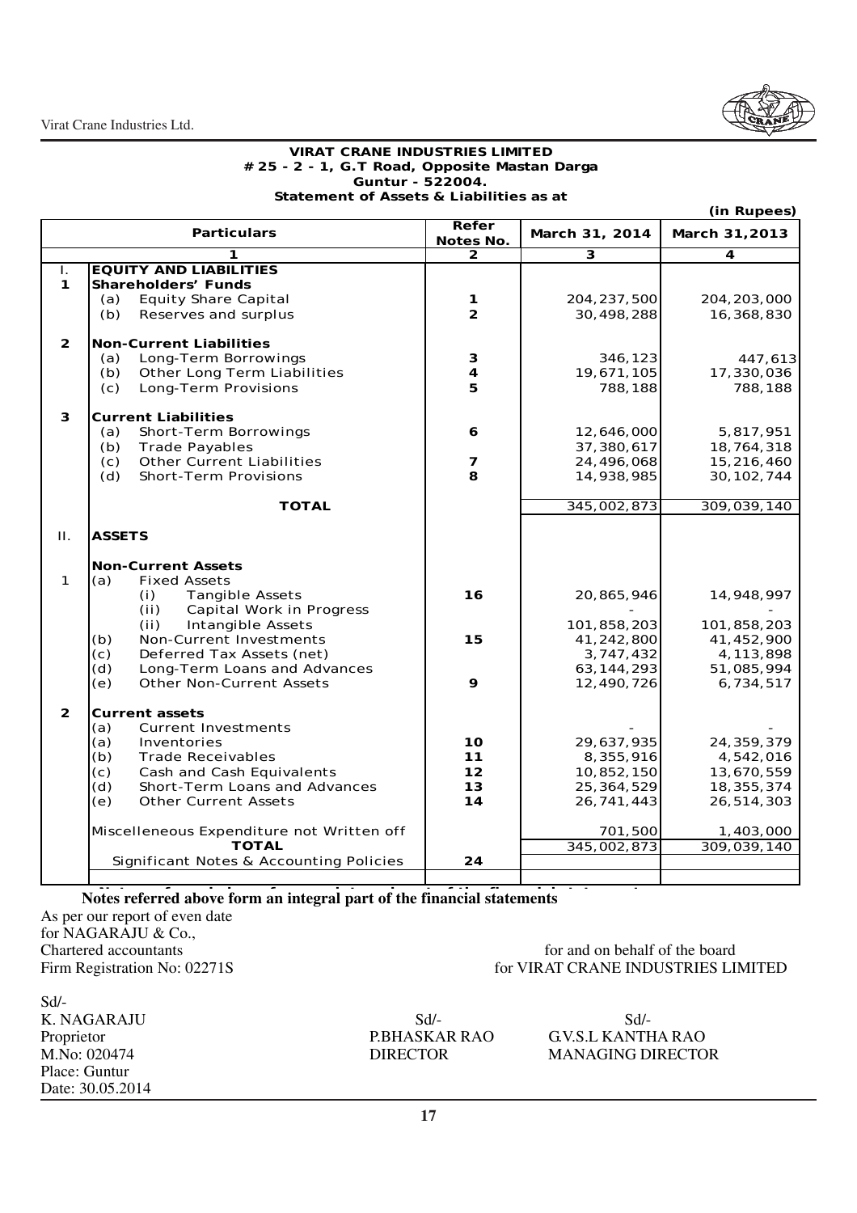**VIRAT CRANE INDUSTRIES LIMITED**
**# 25 - 2 - 1, G.T Road, Opposite Mastan Darga**
**Guntur - 522004.**
**Statement of Assets & Liabilities as at**

(in Rupees)

| | Particulars | Refer Notes No. | March 31, 2014 | March 31,2013 |
|---|---|---|---|---|
| | 1 | 2 | 3 | 4 |
| I. | **EQUITY AND LIABILITIES** | | | |
| 1 | **Shareholders' Funds** | | | |
| | (a) Equity Share Capital | 1 | 204,237,500 | 204,203,000 |
| | (b) Reserves and surplus | 2 | 30,498,288 | 16,368,830 |
| 2 | **Non-Current Liabilities** | | | |
| | (a) Long-Term Borrowings | 3 | 346,123 | 447,613 |
| | (b) Other Long Term Liabilities | 4 | 19,671,105 | 17,330,036 |
| | (c) Long-Term Provisions | 5 | 788,188 | 788,188 |
| 3 | **Current Liabilities** | | | |
| | (a) Short-Term Borrowings | 6 | 12,646,000 | 5,817,951 |
| | (b) Trade Payables | | 37,380,617 | 18,764,318 |
| | (c) Other Current Liabilities | 7 | 24,496,068 | 15,216,460 |
| | (d) Short-Term Provisions | 8 | 14,938,985 | 30,102,744 |
| | **TOTAL** | | 345,002,873 | 309,039,140 |
| II. | **ASSETS** | | | |
| | **Non-Current Assets** | | | |
| 1 | (a) Fixed Assets | | | |
| | (i) Tangible Assets | 16 | 20,865,946 | 14,948,997 |
| | (ii) Capital Work in Progress | | - | - |
| | (ii) Intangible Assets | | 101,858,203 | 101,858,203 |
| | (b) Non-Current Investments | 15 | 41,242,800 | 41,452,900 |
| | (c) Deferred Tax Assets (net) | | 3,747,432 | 4,113,898 |
| | (d) Long-Term Loans and Advances | | 63,144,293 | 51,085,994 |
| | (e) Other Non-Current Assets | 9 | 12,490,726 | 6,734,517 |
| 2 | **Current assets** | | | |
| | (a) Current Investments | | - | - |
| | (a) Inventories | 10 | 29,637,935 | 24,359,379 |
| | (b) Trade Receivables | 11 | 8,355,916 | 4,542,016 |
| | (c) Cash and Cash Equivalents | 12 | 10,852,150 | 13,670,559 |
| | (d) Short-Term Loans and Advances | 13 | 25,364,529 | 18,355,374 |
| | (e) Other Current Assets | 14 | 26,741,443 | 26,514,303 |
| | Miscelleneous Expenditure not Written off | | 701,500 | 1,403,000 |
| | **TOTAL** | | 345,002,873 | 309,039,140 |
| | Significant Notes & Accounting Policies | 24 | | |

**Notes referred above form an integral part of the financial statements**

As per our report of even date
for NAGARAJU & Co.,
Chartered accountants
Firm Registration No: 02271S

for and on behalf of the board
for VIRAT CRANE INDUSTRIES LIMITED

Sd/-
K. NAGARAJU
Proprietor
M.No: 020474
Place: Guntur
Date: 30.05.2014

Sd/-
P.BHASKAR RAO
DIRECTOR

Sd/-
G.V.S.L KANTHA RAO
MANAGING DIRECTOR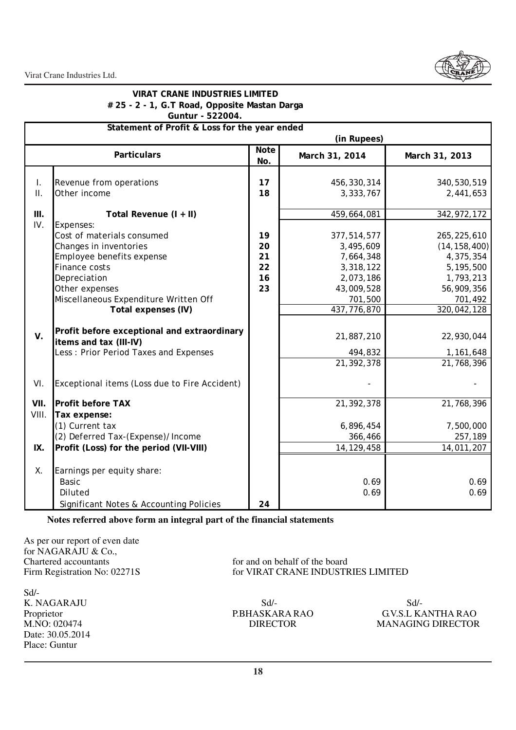**VIRAT CRANE INDUSTRIES LIMITED**
**# 25 - 2 - 1, G.T Road, Opposite Mastan Darga**
**Guntur - 522004.**

**Statement of Profit & Loss for the year ended**

(in Rupees)

| | Particulars | Note No. | March 31, 2014 | March 31, 2013 |
|---|---|---|---|---|
| I. | Revenue from operations | **17** | 456,330,314 | 340,530,519 |
| II. | Other income | **18** | 3,333,767 | 2,441,653 |
| **III.** | **Total Revenue (I + II)** | | 459,664,081 | 342,972,172 |
| IV. | Expenses: | | | |
| | Cost of materials consumed | **19** | 377,514,577 | 265,225,610 |
| | Changes in inventories | **20** | 3,495,609 | (14,158,400) |
| | Employee benefits expense | **21** | 7,664,348 | 4,375,354 |
| | Finance costs | **22** | 3,318,122 | 5,195,500 |
| | Depreciation | **16** | 2,073,186 | 1,793,213 |
| | Other expenses | **23** | 43,009,528 | 56,909,356 |
| | Miscellaneous Expenditure Written Off | | 701,500 | 701,492 |
| | **Total expenses (IV)** | | 437,776,870 | 320,042,128 |
| **V.** | **Profit before exceptional and extraordinary items and tax (III-IV)** | | 21,887,210 | 22,930,044 |
| | Less : Prior Period Taxes and Expenses | | 494,832 | 1,161,648 |
| | | | 21,392,378 | 21,768,396 |
| VI. | Exceptional items (Loss due to Fire Accident) | | - | - |
| **VII.** | **Profit before TAX** | | 21,392,378 | 21,768,396 |
| VIII. | **Tax expense:** | | | |
| | (1) Current tax | | 6,896,454 | 7,500,000 |
| | (2) Deferred Tax-(Expense)/Income | | 366,466 | 257,189 |
| **IX.** | **Profit (Loss) for the period (VII-VIII)** | | 14,129,458 | 14,011,207 |
| X. | Earnings per equity share: | | | |
| | Basic | | 0.69 | 0.69 |
| | Diluted | | 0.69 | 0.69 |
| | Significant Notes & Accounting Policies | **24** | | |

**Notes referred above form an integral part of the financial statements**

As per our report of even date
for NAGARAJU & Co.,
Chartered accountants
Firm Registration No: 02271S

for and on behalf of the board
for VIRAT CRANE INDUSTRIES LIMITED

Sd/-
K. NAGARAJU
Proprietor
M.NO: 020474
Date: 30.05.2014
Place: Guntur

Sd/-
P.BHASKARA RAO
DIRECTOR

Sd/-
G.V.S.L KANTHA RAO
MANAGING DIRECTOR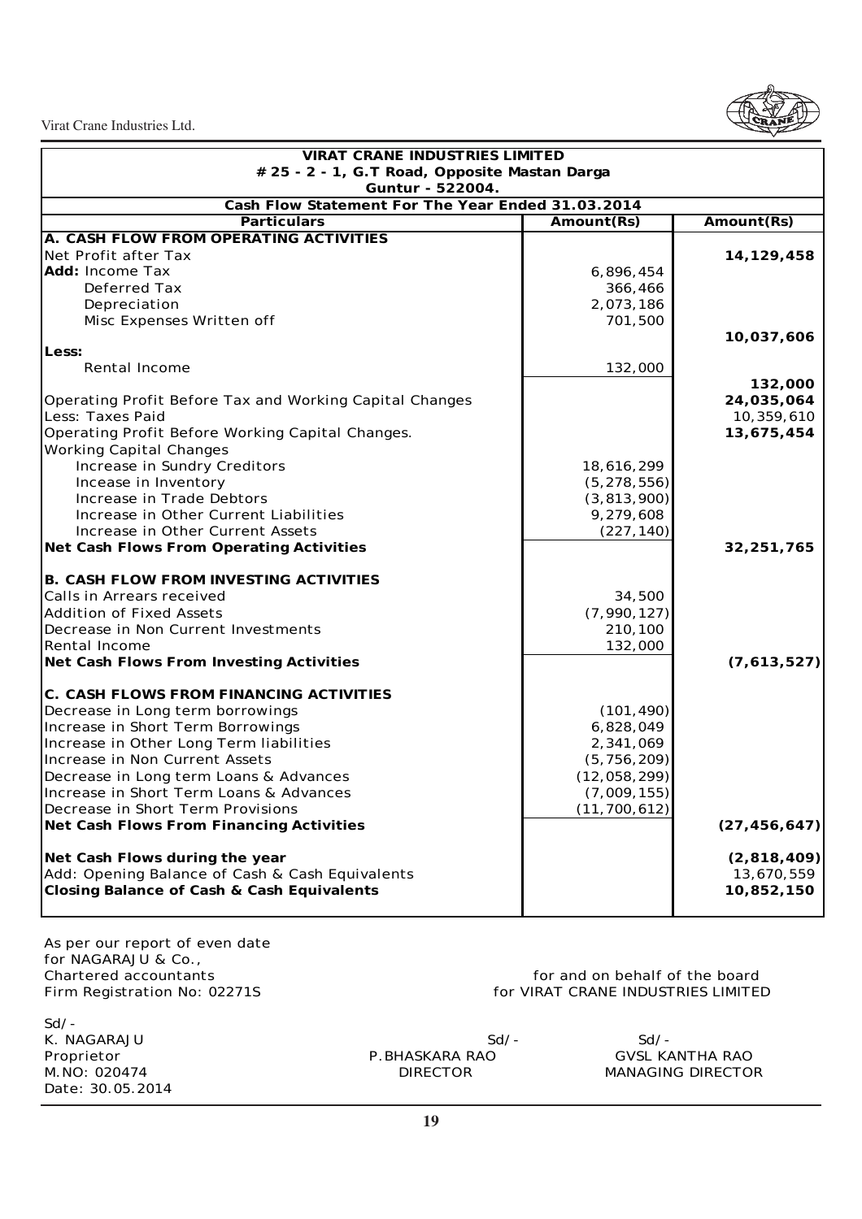**VIRAT CRANE INDUSTRIES LIMITED**
**# 25 - 2 - 1, G.T Road, Opposite Mastan Darga**
**Guntur - 522004.**

**Cash Flow Statement For The Year Ended 31.03.2014**

| Particulars | Amount(Rs) | Amount(Rs) |
|---|---|---|
| **A. CASH FLOW FROM OPERATING ACTIVITIES** | | |
| Net Profit after Tax | | **14,129,458** |
| **Add:** Income Tax | 6,896,454 | |
| Deferred Tax | 366,466 | |
| Depreciation | 2,073,186 | |
| Misc Expenses Written off | 701,500 | |
| | | **10,037,606** |
| **Less:** | | |
| Rental Income | 132,000 | |
| | | **132,000** |
| Operating Profit Before Tax and Working Capital Changes | | **24,035,064** |
| Less: Taxes Paid | | 10,359,610 |
| Operating Profit Before Working Capital Changes. | | **13,675,454** |
| Working Capital Changes | | |
| Increase in Sundry Creditors | 18,616,299 | |
| Incease in Inventory | (5,278,556) | |
| Increase in Trade Debtors | (3,813,900) | |
| Increase in Other Current Liabilities | 9,279,608 | |
| Increase in Other Current Assets | (227,140) | |
| **Net Cash Flows From Operating Activities** | | **32,251,765** |
| | | |
| **B. CASH FLOW FROM INVESTING ACTIVITIES** | | |
| Calls in Arrears received | 34,500 | |
| Addition of Fixed Assets | (7,990,127) | |
| Decrease in Non Current Investments | 210,100 | |
| Rental Income | 132,000 | |
| **Net Cash Flows From Investing Activities** | | **(7,613,527)** |
| | | |
| **C. CASH FLOWS FROM FINANCING ACTIVITIES** | | |
| Decrease in Long term borrowings | (101,490) | |
| Increase in Short Term Borrowings | 6,828,049 | |
| Increase in Other Long Term liabilities | 2,341,069 | |
| Increase in Non Current Assets | (5,756,209) | |
| Decrease in Long term Loans & Advances | (12,058,299) | |
| Increase in Short Term Loans & Advances | (7,009,155) | |
| Decrease in Short Term Provisions | (11,700,612) | |
| **Net Cash Flows From Financing Activities** | | **(27,456,647)** |
| | | |
| **Net Cash Flows during the year** | | **(2,818,409)** |
| Add: Opening Balance of Cash & Cash Equivalents | | 13,670,559 |
| **Closing Balance of Cash & Cash Equivalents** | | **10,852,150** |

As per our report of even date
for NAGARAJU & Co.,
Chartered accountants
Firm Registration No: 02271S

for and on behalf of the board
for VIRAT CRANE INDUSTRIES LIMITED

Sd/-
K. NAGARAJU
Proprietor
M.NO: 020474
Date: 30.05.2014

Sd/-
P.BHASKARA RAO
DIRECTOR

Sd/-
GVSL KANTHA RAO
MANAGING DIRECTOR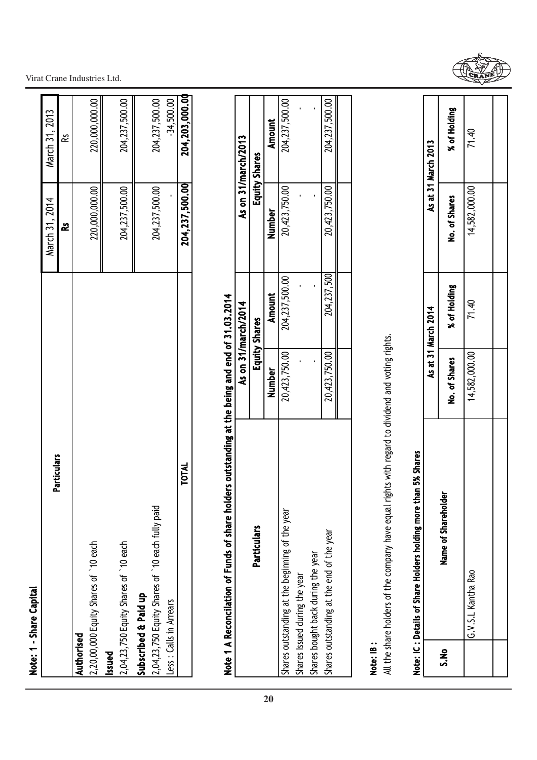**Note: 1 - Share Capital**

| Particulars | March 31, 2014 | March 31, 2013 |
|---|---|---|
| | **Rs** | Rs |
| **Authorised** | | |
| 2,20,00,000 Equity Shares of ` 10 each | 220,000,000.00 | 220,000,000.00 |
| **Issued** | | |
| 2,04,23,750 Equity Shares of ` 10 each | 204,237,500.00 | 204,237,500.00 |
| **Subscribed & Paid up** | | |
| 2,04,23,750 Equity Shares of ` 10 each fully paid | 204,237,500.00 | 204,237,500.00 |
| Less : Calls in Arrears | - | -34,500.00 |
| **TOTAL** | **204,237,500.00** | **204,203,000.00** |

**Note 1 A Reconciliation of Funds of share holders outstanding at the being and end of 31.03.2014**

| Particulars | As on 31/march/2014 | | As on 31/march/2013 | |
|---|---|---|---|---|
| | Equity Shares | | Equity Shares | |
| | **Number** | **Amount** | **Number** | **Amount** |
| Shares outstanding at the beginning of the year | 20,423,750.00 | 204,237,500.00 | 20,423,750.00 | 204,237,500.00 |
| Shares Issued during the year | - | - | - | - |
| Shares bought back during the year | - | - | - | - |
| Shares outstanding at the end of the year | 20,423,750.00 | 204,237,500 | 20,423,750.00 | 204,237,500.00 |

**Note: IB :**

All the share holders of the company have equal rights with regard to dividend and voting rights.

**Note: IC : Details of Share Holders holding more than 5% Shares**

| S.No | Name of Shareholder | As at 31 March 2014 | | As at 31 March 2013 | |
|---|---|---|---|---|---|
| | | **No. of Shares** | **% of Holding** | **No. of Shares** | **% of Holding** |
| | G.V.S.L Kantha Rao | 14,582,000.00 | 71.40 | 14,582,000.00 | 71.40 |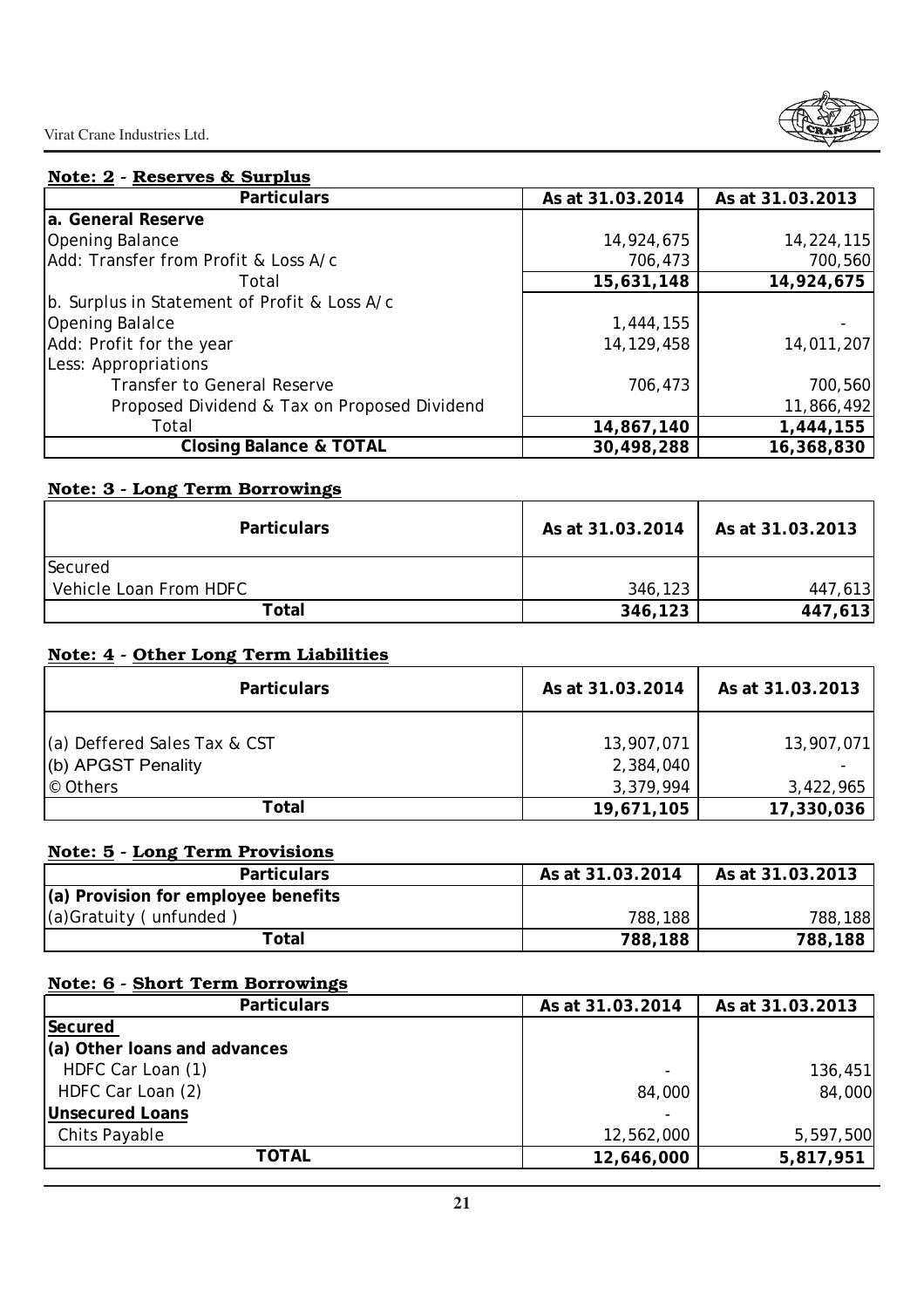## Note: 2 - Reserves & Surplus

| Particulars | As at 31.03.2014 | As at 31.03.2013 |
|---|---|---|
| **a. General Reserve** | | |
| Opening Balance | 14,924,675 | 14,224,115 |
| Add: Transfer from Profit & Loss A/c | 706,473 | 700,560 |
| Total | **15,631,148** | **14,924,675** |
| b. Surplus in Statement of Profit & Loss A/c | | |
| Opening Balalce | 1,444,155 | - |
| Add: Profit for the year | 14,129,458 | 14,011,207 |
| Less: Appropriations | | |
| Transfer to General Reserve | 706,473 | 700,560 |
| Proposed Dividend & Tax on Proposed Dividend | | 11,866,492 |
| Total | **14,867,140** | **1,444,155** |
| **Closing Balance & TOTAL** | **30,498,288** | **16,368,830** |

## Note: 3 - Long Term Borrowings

| Particulars | As at 31.03.2014 | As at 31.03.2013 |
|---|---|---|
| Secured | | |
| Vehicle Loan From HDFC | 346,123 | 447,613 |
| **Total** | **346,123** | **447,613** |

## Note: 4 - Other Long Term Liabilities

| Particulars | As at 31.03.2014 | As at 31.03.2013 |
|---|---|---|
| (a) Deffered Sales Tax & CST | 13,907,071 | 13,907,071 |
| (b) APGST Penality | 2,384,040 | - |
| © Others | 3,379,994 | 3,422,965 |
| **Total** | **19,671,105** | **17,330,036** |

## Note: 5 - Long Term Provisions

| Particulars | As at 31.03.2014 | As at 31.03.2013 |
|---|---|---|
| **(a) Provision for employee benefits** | | |
| (a)Gratuity ( unfunded ) | 788,188 | 788,188 |
| **Total** | **788,188** | **788,188** |

## Note: 6 - Short Term Borrowings

| Particulars | As at 31.03.2014 | As at 31.03.2013 |
|---|---|---|
| **Secured** | | |
| **(a) Other loans and advances** | | |
| HDFC Car Loan (1) | - | 136,451 |
| HDFC Car Loan (2) | 84,000 | 84,000 |
| **Unsecured Loans** | - | |
| Chits Payable | 12,562,000 | 5,597,500 |
| **TOTAL** | **12,646,000** | **5,817,951** |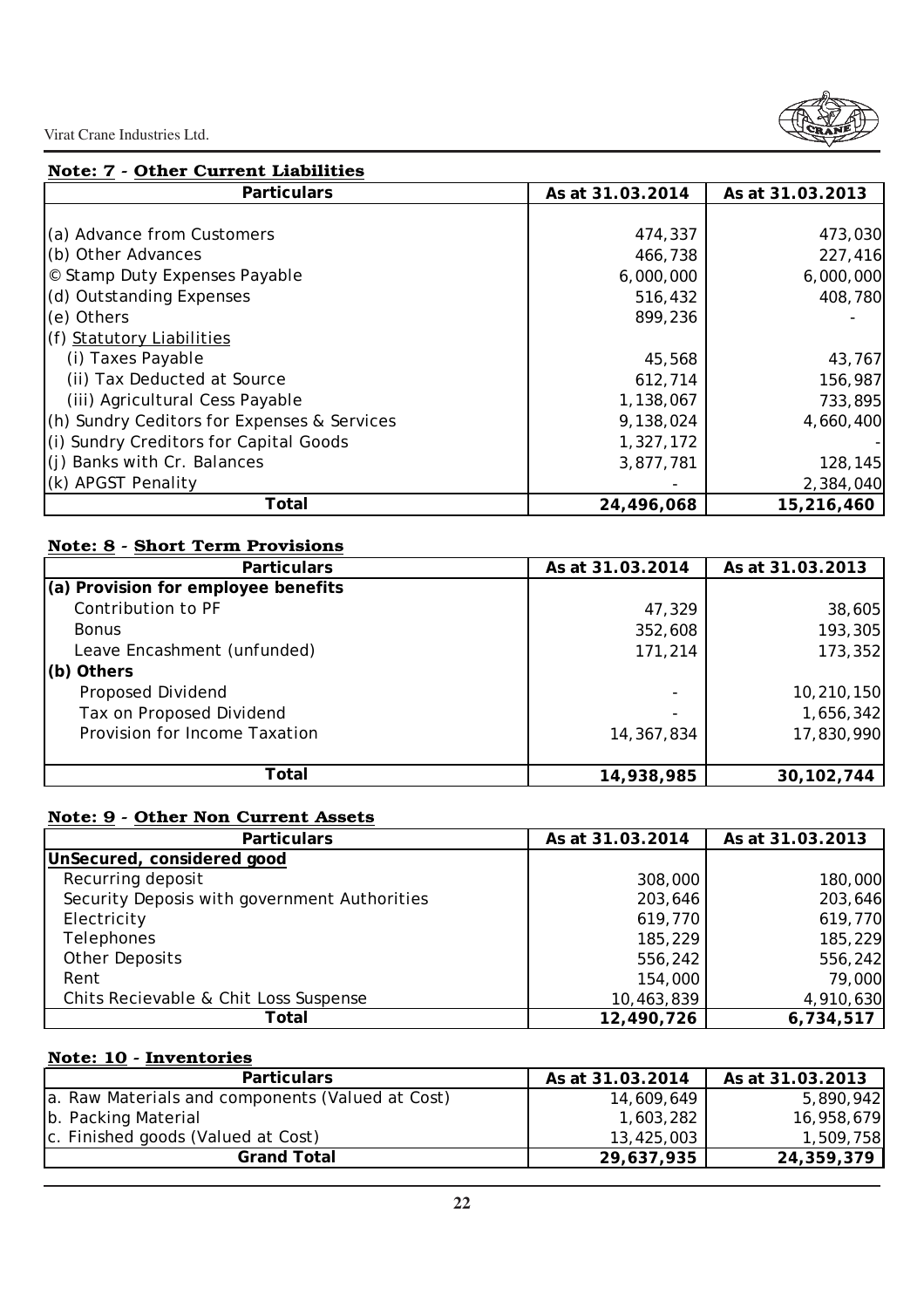## Note: 7 - Other Current Liabilities

| Particulars | As at 31.03.2014 | As at 31.03.2013 |
|---|---|---|
| (a) Advance from Customers | 474,337 | 473,030 |
| (b) Other Advances | 466,738 | 227,416 |
| © Stamp Duty Expenses Payable | 6,000,000 | 6,000,000 |
| (d) Outstanding Expenses | 516,432 | 408,780 |
| (e) Others | 899,236 | - |
| (f) Statutory Liabilities | | |
| (i) Taxes Payable | 45,568 | 43,767 |
| (ii) Tax Deducted at Source | 612,714 | 156,987 |
| (iii) Agricultural Cess Payable | 1,138,067 | 733,895 |
| (h) Sundry Ceditors for Expenses & Services | 9,138,024 | 4,660,400 |
| (i) Sundry Creditors for Capital Goods | 1,327,172 | - |
| (j) Banks with Cr. Balances | 3,877,781 | 128,145 |
| (k) APGST Penality | - | 2,384,040 |
| **Total** | **24,496,068** | **15,216,460** |

## Note: 8 - Short Term Provisions

| Particulars | As at 31.03.2014 | As at 31.03.2013 |
|---|---|---|
| **(a) Provision for employee benefits** | | |
| Contribution to PF | 47,329 | 38,605 |
| Bonus | 352,608 | 193,305 |
| Leave Encashment (unfunded) | 171,214 | 173,352 |
| **(b) Others** | | |
| Proposed Dividend | - | 10,210,150 |
| Tax on Proposed Dividend | - | 1,656,342 |
| Provision for Income Taxation | 14,367,834 | 17,830,990 |
| **Total** | **14,938,985** | **30,102,744** |

## Note: 9 - Other Non Current Assets

| Particulars | As at 31.03.2014 | As at 31.03.2013 |
|---|---|---|
| **UnSecured, considered good** | | |
| Recurring deposit | 308,000 | 180,000 |
| Security Deposis with government Authorities | 203,646 | 203,646 |
| Electricity | 619,770 | 619,770 |
| Telephones | 185,229 | 185,229 |
| Other Deposits | 556,242 | 556,242 |
| Rent | 154,000 | 79,000 |
| Chits Recievable & Chit Loss Suspense | 10,463,839 | 4,910,630 |
| **Total** | **12,490,726** | **6,734,517** |

## Note: 10 - Inventories

| Particulars | As at 31.03.2014 | As at 31.03.2013 |
|---|---|---|
| a. Raw Materials and components (Valued at Cost) | 14,609,649 | 5,890,942 |
| b. Packing Material | 1,603,282 | 16,958,679 |
| c. Finished goods (Valued at Cost) | 13,425,003 | 1,509,758 |
| **Grand Total** | **29,637,935** | **24,359,379** |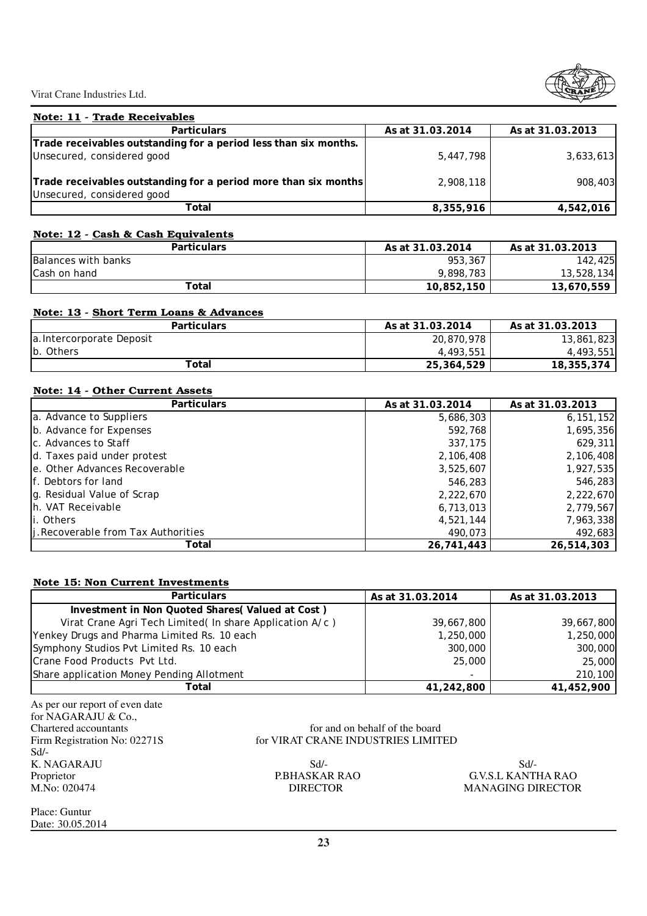### Note: 11 - Trade Receivables

| Particulars | As at 31.03.2014 | As at 31.03.2013 |
|---|---|---|
| Trade receivables outstanding for a period less than six months. Unsecured, considered good | 5,447,798 | 3,633,613 |
| Trade receivables outstanding for a period more than six months Unsecured, considered good | 2,908,118 | 908,403 |
| **Total** | **8,355,916** | **4,542,016** |

### Note: 12 - Cash & Cash Equivalents

| Particulars | As at 31.03.2014 | As at 31.03.2013 |
|---|---|---|
| Balances with banks | 953,367 | 142,425 |
| Cash on hand | 9,898,783 | 13,528,134 |
| **Total** | **10,852,150** | **13,670,559** |

### Note: 13 - Short Term Loans & Advances

| Particulars | As at 31.03.2014 | As at 31.03.2013 |
|---|---|---|
| a. Intercorporate Deposit | 20,870,978 | 13,861,823 |
| b. Others | 4,493,551 | 4,493,551 |
| **Total** | **25,364,529** | **18,355,374** |

### Note: 14 - Other Current Assets

| Particulars | As at 31.03.2014 | As at 31.03.2013 |
|---|---|---|
| a. Advance to Suppliers | 5,686,303 | 6,151,152 |
| b. Advance for Expenses | 592,768 | 1,695,356 |
| c. Advances to Staff | 337,175 | 629,311 |
| d. Taxes paid under protest | 2,106,408 | 2,106,408 |
| e. Other Advances Recoverable | 3,525,607 | 1,927,535 |
| f. Debtors for land | 546,283 | 546,283 |
| g. Residual Value of Scrap | 2,222,670 | 2,222,670 |
| h. VAT Receivable | 6,713,013 | 2,779,567 |
| i. Others | 4,521,144 | 7,963,338 |
| j. Recoverable from Tax Authorities | 490,073 | 492,683 |
| **Total** | **26,741,443** | **26,514,303** |

### Note 15: Non Current Investments

| Particulars | As at 31.03.2014 | As at 31.03.2013 |
|---|---|---|
| **Investment in Non Quoted Shares( Valued at Cost )** | | |
| Virat Crane Agri Tech Limited( In share Application A/c ) | 39,667,800 | 39,667,800 |
| Yenkey Drugs and Pharma Limited Rs. 10 each | 1,250,000 | 1,250,000 |
| Symphony Studios Pvt Limited Rs. 10 each | 300,000 | 300,000 |
| Crane Food Products Pvt Ltd. | 25,000 | 25,000 |
| Share application Money Pending Allotment | - | 210,100 |
| **Total** | **41,242,800** | **41,452,900** |

As per our report of even date
for NAGARAJU & Co.,
Chartered accountants
Firm Registration No: 02271S
Sd/-
K. NAGARAJU
Proprietor
M.No: 020474

for and on behalf of the board
for VIRAT CRANE INDUSTRIES LIMITED

Sd/-
P.BHASKAR RAO
DIRECTOR

Sd/-
G.V.S.L KANTHA RAO
MANAGING DIRECTOR

Place: Guntur
Date: 30.05.2014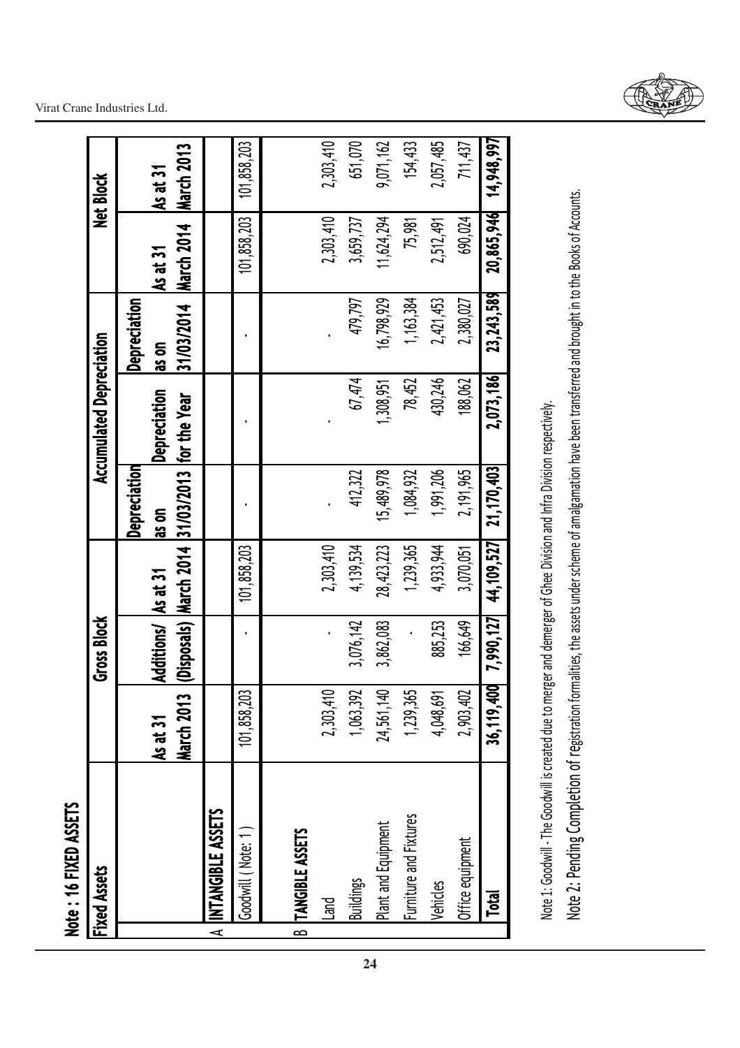## Note : 16 FIXED ASSETS

| | Fixed Assets | Gross Block | | | Accumulated Depreciation | | | Net Block | |
|---|---|---|---|---|---|---|---|---|---|
| | | As at 31 March 2013 | Additions/ (Disposals) | As at 31 March 2014 | Depreciation as on 31/03/2013 | Depreciation for the Year | Depreciation as on 31/03/2014 | As at 31 March 2014 | As at 31 March 2013 |
| A | **INTANGIBLE ASSETS** | | | | | | | | |
| | Goodwill ( Note: 1 ) | 101,858,203 | - | 101,858,203 | - | - | - | 101,858,203 | 101,858,203 |
| B | **TANGIBLE ASSETS** | | | | | | | | |
| | Land | 2,303,410 | - | 2,303,410 | - | - | - | 2,303,410 | 2,303,410 |
| | Buildings | 1,063,392 | 3,076,142 | 4,139,534 | 412,322 | 67,474 | 479,797 | 3,659,737 | 651,070 |
| | Plant and Equipment | 24,561,140 | 3,862,083 | 28,423,223 | 15,489,978 | 1,308,951 | 16,798,929 | 11,624,294 | 9,071,162 |
| | Furniture and Fixtures | 1,239,365 | - | 1,239,365 | 1,084,932 | 78,452 | 1,163,384 | 75,981 | 154,433 |
| | Vehicles | 4,048,691 | 885,253 | 4,933,944 | 1,991,206 | 430,246 | 2,421,453 | 2,512,491 | 2,057,485 |
| | Office equipment | 2,903,402 | 166,649 | 3,070,051 | 2,191,965 | 188,062 | 2,380,027 | 690,024 | 711,437 |
| | **Total** | **36,119,400** | **7,990,127** | **44,109,527** | **21,170,403** | **2,073,186** | **23,243,589** | **20,865,946** | **14,948,997** |

Note 1: Goodwill - The Goodwill is created due to merger and demerger of Ghee Division and Infra Division respectively.

Note 2: Pending Completion of registration formalities, the assets under scheme of amalgamation have been transferred and brought in to the Books of Accounts.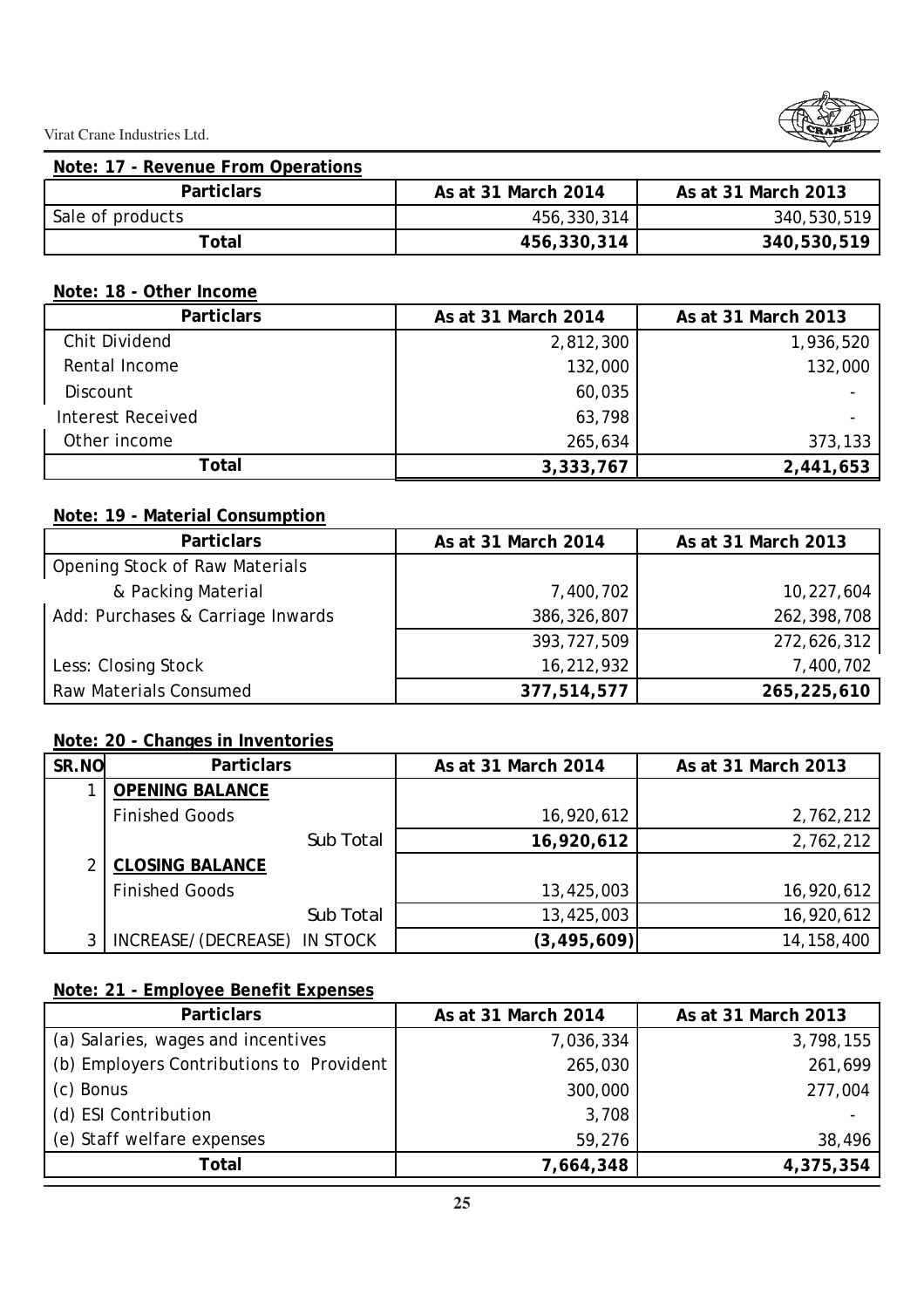## Note: 17 - Revenue From Operations

| Particlars | As at 31 March 2014 | As at 31 March 2013 |
|---|---|---|
| Sale of products | 456,330,314 | 340,530,519 |
| **Total** | **456,330,314** | **340,530,519** |

## Note: 18 - Other Income

| Particlars | As at 31 March 2014 | As at 31 March 2013 |
|---|---|---|
| Chit Dividend | 2,812,300 | 1,936,520 |
| Rental Income | 132,000 | 132,000 |
| Discount | 60,035 | - |
| Interest Received | 63,798 | - |
| Other income | 265,634 | 373,133 |
| **Total** | **3,333,767** | **2,441,653** |

## Note: 19 - Material Consumption

| Particlars | As at 31 March 2014 | As at 31 March 2013 |
|---|---|---|
| Opening Stock of Raw Materials | | |
| & Packing Material | 7,400,702 | 10,227,604 |
| Add: Purchases & Carriage Inwards | 386,326,807 | 262,398,708 |
| | 393,727,509 | 272,626,312 |
| Less: Closing Stock | 16,212,932 | 7,400,702 |
| Raw Materials Consumed | **377,514,577** | **265,225,610** |

## Note: 20 - Changes in Inventories

| SR.NO | Particlars | As at 31 March 2014 | As at 31 March 2013 |
|---|---|---|---|
| 1 | **OPENING BALANCE** | | |
| | Finished Goods | 16,920,612 | 2,762,212 |
| | Sub Total | **16,920,612** | 2,762,212 |
| 2 | **CLOSING BALANCE** | | |
| | Finished Goods | 13,425,003 | 16,920,612 |
| | Sub Total | 13,425,003 | 16,920,612 |
| 3 | INCREASE/(DECREASE) IN STOCK | **(3,495,609)** | 14,158,400 |

## Note: 21 - Employee Benefit Expenses

| Particlars | As at 31 March 2014 | As at 31 March 2013 |
|---|---|---|
| (a) Salaries, wages and incentives | 7,036,334 | 3,798,155 |
| (b) Employers Contributions to Provident | 265,030 | 261,699 |
| (c) Bonus | 300,000 | 277,004 |
| (d) ESI Contribution | 3,708 | - |
| (e) Staff welfare expenses | 59,276 | 38,496 |
| **Total** | **7,664,348** | **4,375,354** |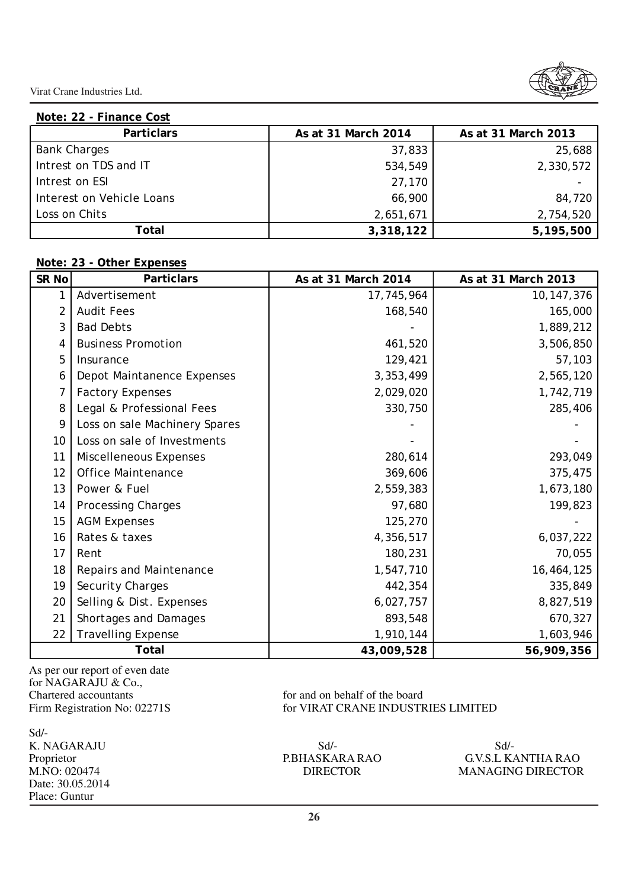**Note: 22 - Finance Cost**

| Particlars | As at 31 March 2014 | As at 31 March 2013 |
|---|---|---|
| Bank Charges | 37,833 | 25,688 |
| Intrest on TDS and IT | 534,549 | 2,330,572 |
| Intrest on ESI | 27,170 | - |
| Interest on Vehicle Loans | 66,900 | 84,720 |
| Loss on Chits | 2,651,671 | 2,754,520 |
| **Total** | **3,318,122** | **5,195,500** |

**Note: 23 - Other Expenses**

| SR No | Particlars | As at 31 March 2014 | As at 31 March 2013 |
|---|---|---|---|
| 1 | Advertisement | 17,745,964 | 10,147,376 |
| 2 | Audit Fees | 168,540 | 165,000 |
| 3 | Bad Debts | - | 1,889,212 |
| 4 | Business Promotion | 461,520 | 3,506,850 |
| 5 | Insurance | 129,421 | 57,103 |
| 6 | Depot Maintanence Expenses | 3,353,499 | 2,565,120 |
| 7 | Factory Expenses | 2,029,020 | 1,742,719 |
| 8 | Legal & Professional Fees | 330,750 | 285,406 |
| 9 | Loss on sale Machinery Spares | - | - |
| 10 | Loss on sale of Investments | - | - |
| 11 | Miscelleneous Expenses | 280,614 | 293,049 |
| 12 | Office Maintenance | 369,606 | 375,475 |
| 13 | Power & Fuel | 2,559,383 | 1,673,180 |
| 14 | Processing Charges | 97,680 | 199,823 |
| 15 | AGM Expenses | 125,270 | - |
| 16 | Rates & taxes | 4,356,517 | 6,037,222 |
| 17 | Rent | 180,231 | 70,055 |
| 18 | Repairs and Maintenance | 1,547,710 | 16,464,125 |
| 19 | Security Charges | 442,354 | 335,849 |
| 20 | Selling & Dist. Expenses | 6,027,757 | 8,827,519 |
| 21 | Shortages and Damages | 893,548 | 670,327 |
| 22 | Travelling Expense | 1,910,144 | 1,603,946 |
| | **Total** | **43,009,528** | **56,909,356** |

As per our report of even date
for NAGARAJU & Co.,
Chartered accountants
Firm Registration No: 02271S

for and on behalf of the board
for VIRAT CRANE INDUSTRIES LIMITED

Sd/-
K. NAGARAJU
Proprietor
M.NO: 020474
Date: 30.05.2014
Place: Guntur

Sd/-
P.BHASKARA RAO
DIRECTOR

Sd/-
G.V.S.L KANTHA RAO
MANAGING DIRECTOR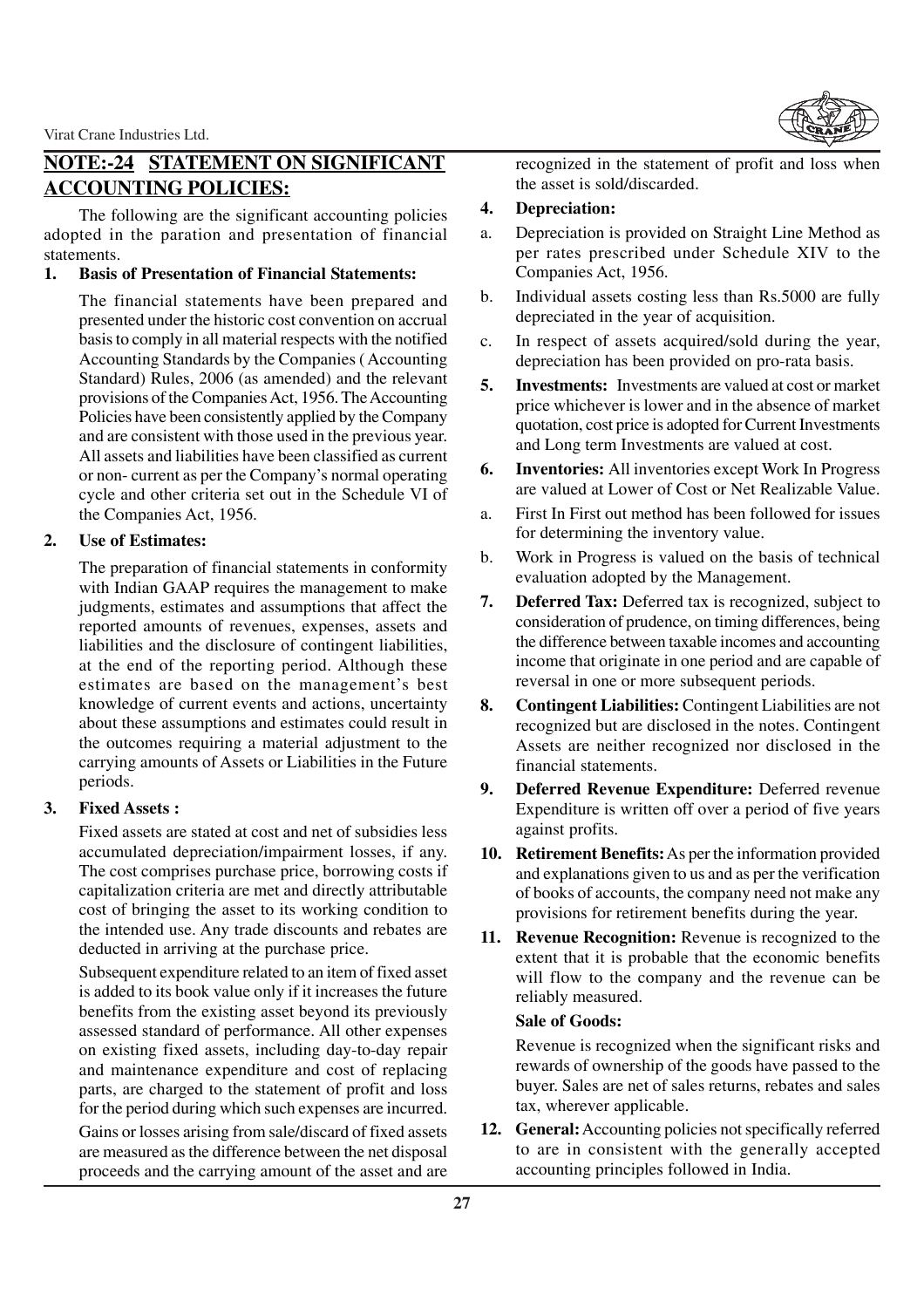## NOTE:-24 STATEMENT ON SIGNIFICANT ACCOUNTING POLICIES:

The following are the significant accounting policies adopted in the paration and presentation of financial statements.

**1. Basis of Presentation of Financial Statements:**

The financial statements have been prepared and presented under the historic cost convention on accrual basis to comply in all material respects with the notified Accounting Standards by the Companies ( Accounting Standard) Rules, 2006 (as amended) and the relevant provisions of the Companies Act, 1956. The Accounting Policies have been consistently applied by the Company and are consistent with those used in the previous year. All assets and liabilities have been classified as current or non- current as per the Company's normal operating cycle and other criteria set out in the Schedule VI of the Companies Act, 1956.

**2. Use of Estimates:**

The preparation of financial statements in conformity with Indian GAAP requires the management to make judgments, estimates and assumptions that affect the reported amounts of revenues, expenses, assets and liabilities and the disclosure of contingent liabilities, at the end of the reporting period. Although these estimates are based on the management's best knowledge of current events and actions, uncertainty about these assumptions and estimates could result in the outcomes requiring a material adjustment to the carrying amounts of Assets or Liabilities in the Future periods.

**3. Fixed Assets :**

Fixed assets are stated at cost and net of subsidies less accumulated depreciation/impairment losses, if any. The cost comprises purchase price, borrowing costs if capitalization criteria are met and directly attributable cost of bringing the asset to its working condition to the intended use. Any trade discounts and rebates are deducted in arriving at the purchase price.

Subsequent expenditure related to an item of fixed asset is added to its book value only if it increases the future benefits from the existing asset beyond its previously assessed standard of performance. All other expenses on existing fixed assets, including day-to-day repair and maintenance expenditure and cost of replacing parts, are charged to the statement of profit and loss for the period during which such expenses are incurred.

Gains or losses arising from sale/discard of fixed assets are measured as the difference between the net disposal proceeds and the carrying amount of the asset and are recognized in the statement of profit and loss when the asset is sold/discarded.

**4. Depreciation:**

a. Depreciation is provided on Straight Line Method as per rates prescribed under Schedule XIV to the Companies Act, 1956.

b. Individual assets costing less than Rs.5000 are fully depreciated in the year of acquisition.

c. In respect of assets acquired/sold during the year, depreciation has been provided on pro-rata basis.

**5. Investments:** Investments are valued at cost or market price whichever is lower and in the absence of market quotation, cost price is adopted for Current Investments and Long term Investments are valued at cost.

**6. Inventories:** All inventories except Work In Progress are valued at Lower of Cost or Net Realizable Value.

a. First In First out method has been followed for issues for determining the inventory value.

b. Work in Progress is valued on the basis of technical evaluation adopted by the Management.

**7. Deferred Tax:** Deferred tax is recognized, subject to consideration of prudence, on timing differences, being the difference between taxable incomes and accounting income that originate in one period and are capable of reversal in one or more subsequent periods.

**8. Contingent Liabilities:** Contingent Liabilities are not recognized but are disclosed in the notes. Contingent Assets are neither recognized nor disclosed in the financial statements.

**9. Deferred Revenue Expenditure:** Deferred revenue Expenditure is written off over a period of five years against profits.

**10. Retirement Benefits:** As per the information provided and explanations given to us and as per the verification of books of accounts, the company need not make any provisions for retirement benefits during the year.

**11. Revenue Recognition:** Revenue is recognized to the extent that it is probable that the economic benefits will flow to the company and the revenue can be reliably measured.

**Sale of Goods:**

Revenue is recognized when the significant risks and rewards of ownership of the goods have passed to the buyer. Sales are net of sales returns, rebates and sales tax, wherever applicable.

**12. General:** Accounting policies not specifically referred to are in consistent with the generally accepted accounting principles followed in India.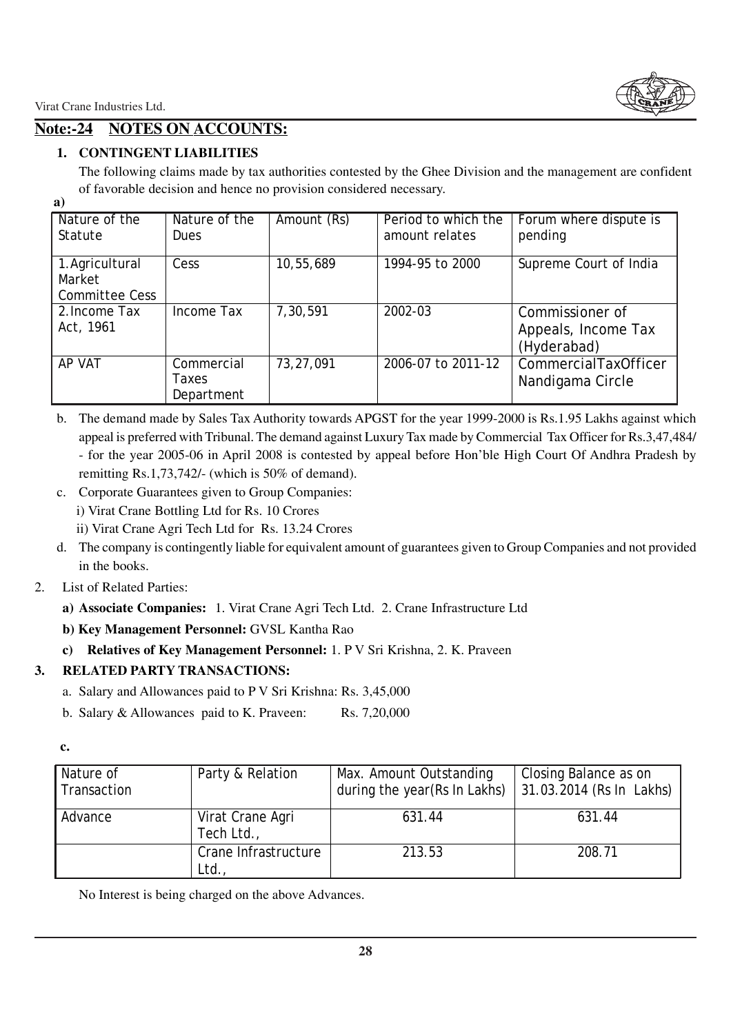## Note:-24 NOTES ON ACCOUNTS:

### 1. CONTINGENT LIABILITIES

The following claims made by tax authorities contested by the Ghee Division and the management are confident of favorable decision and hence no provision considered necessary.

**a)**

| Nature of the Statute | Nature of the Dues | Amount (Rs) | Period to which the amount relates | Forum where dispute is pending |
|---|---|---|---|---|
| 1. Agricultural Market Committee Cess | Cess | 10,55,689 | 1994-95 to 2000 | Supreme Court of India |
| 2. Income Tax Act, 1961 | Income Tax | 7,30,591 | 2002-03 | Commissioner of Appeals, Income Tax (Hyderabad) |
| AP VAT | Commercial Taxes Department | 73,27,091 | 2006-07 to 2011-12 | CommercialTaxOfficer Nandigama Circle |

b. The demand made by Sales Tax Authority towards APGST for the year 1999-2000 is Rs.1.95 Lakhs against which appeal is preferred with Tribunal. The demand against Luxury Tax made by Commercial Tax Officer for Rs.3,47,484/- for the year 2005-06 in April 2008 is contested by appeal before Hon'ble High Court Of Andhra Pradesh by remitting Rs.1,73,742/- (which is 50% of demand).

c. Corporate Guarantees given to Group Companies:
   i) Virat Crane Bottling Ltd for Rs. 10 Crores
   ii) Virat Crane Agri Tech Ltd for Rs. 13.24 Crores

d. The company is contingently liable for equivalent amount of guarantees given to Group Companies and not provided in the books.

2. List of Related Parties:

   **a) Associate Companies:** 1. Virat Crane Agri Tech Ltd. 2. Crane Infrastructure Ltd

   **b) Key Management Personnel:** GVSL Kantha Rao

   **c) Relatives of Key Management Personnel:** 1. P V Sri Krishna, 2. K. Praveen

### 3. RELATED PARTY TRANSACTIONS:

a. Salary and Allowances paid to P V Sri Krishna: Rs. 3,45,000

b. Salary & Allowances paid to K. Praveen: Rs. 7,20,000

**c.**

| Nature of Transaction | Party & Relation | Max. Amount Outstanding during the year(Rs In Lakhs) | Closing Balance as on 31.03.2014 (Rs In Lakhs) |
|---|---|---|---|
| Advance | Virat Crane Agri Tech Ltd., | 631.44 | 631.44 |
| | Crane Infrastructure Ltd., | 213.53 | 208.71 |

No Interest is being charged on the above Advances.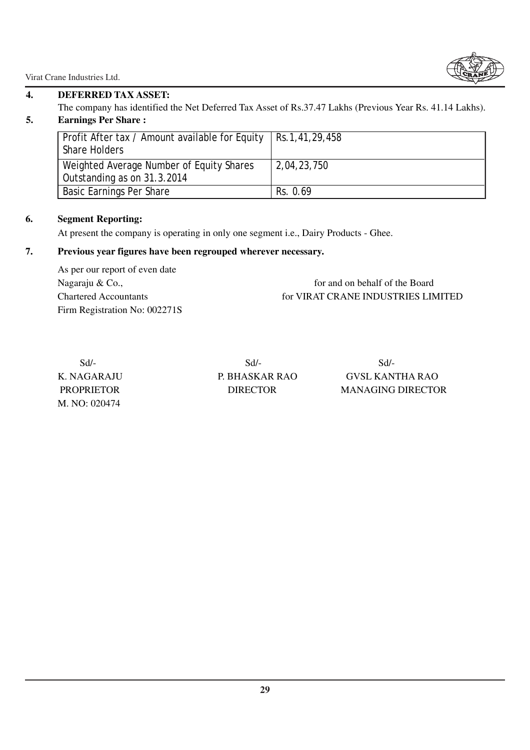**4. DEFERRED TAX ASSET:**

The company has identified the Net Deferred Tax Asset of Rs.37.47 Lakhs (Previous Year Rs. 41.14 Lakhs).

**5. Earnings Per Share :**

| Profit After tax / Amount available for Equity Share Holders | Rs.1,41,29,458 |
|---|---|
| Weighted Average Number of Equity Shares Outstanding as on 31.3.2014 | 2,04,23,750 |
| Basic Earnings Per Share | Rs. 0.69 |

**6. Segment Reporting:**

At present the company is operating in only one segment i.e., Dairy Products - Ghee.

**7. Previous year figures have been regrouped wherever necessary.**

As per our report of even date
Nagaraju & Co.,
Chartered Accountants
Firm Registration No: 002271S

for and on behalf of the Board
for VIRAT CRANE INDUSTRIES LIMITED

Sd/-
K. NAGARAJU
PROPRIETOR
M. NO: 020474

Sd/-
P. BHASKAR RAO
DIRECTOR

Sd/-
GVSL KANTHA RAO
MANAGING DIRECTOR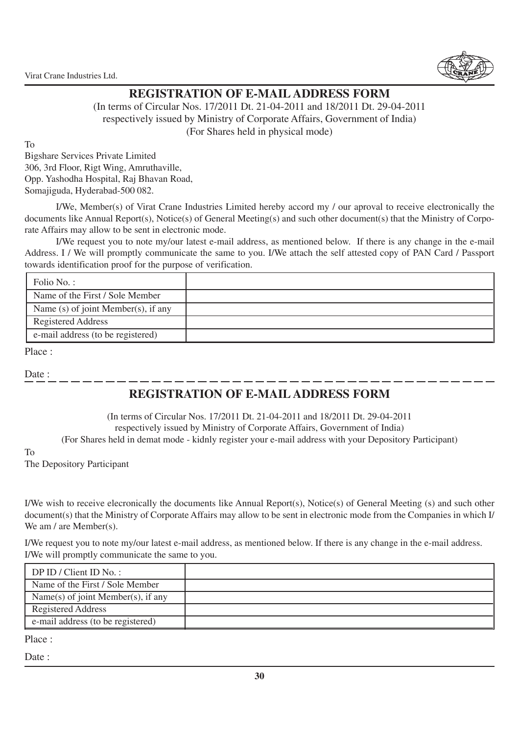## REGISTRATION OF E-MAIL ADDRESS FORM

(In terms of Circular Nos. 17/2011 Dt. 21-04-2011 and 18/2011 Dt. 29-04-2011
respectively issued by Ministry of Corporate Affairs, Government of India)
(For Shares held in physical mode)

To
Bigshare Services Private Limited
306, 3rd Floor, Rigt Wing, Amruthaville,
Opp. Yashodha Hospital, Raj Bhavan Road,
Somajiguda, Hyderabad-500 082.

I/We, Member(s) of Virat Crane Industries Limited hereby accord my / our aproval to receive electronically the documents like Annual Report(s), Notice(s) of General Meeting(s) and such other document(s) that the Ministry of Corporate Affairs may allow to be sent in electronic mode.

I/We request you to note my/our latest e-mail address, as mentioned below. If there is any change in the e-mail Address. I / We will promptly communicate the same to you. I/We attach the self attested copy of PAN Card / Passport towards identification proof for the purpose of verification.

| | |
|---|---|
| Folio No. : | |
| Name of the First / Sole Member | |
| Name (s) of joint Member(s), if any | |
| Registered Address | |
| e-mail address (to be registered) | |

Place :

Date :

---

## REGISTRATION OF E-MAIL ADDRESS FORM

(In terms of Circular Nos. 17/2011 Dt. 21-04-2011 and 18/2011 Dt. 29-04-2011
respectively issued by Ministry of Corporate Affairs, Government of India)
(For Shares held in demat mode - kidnly register your e-mail address with your Depository Participant)

To
The Depository Participant

I/We wish to receive elecronically the documents like Annual Report(s), Notice(s) of General Meeting (s) and such other document(s) that the Ministry of Corporate Affairs may allow to be sent in electronic mode from the Companies in which I/We am / are Member(s).

I/We request you to note my/our latest e-mail address, as mentioned below. If there is any change in the e-mail address. I/We will promptly communicate the same to you.

| | |
|---|---|
| DP ID / Client ID No. : | |
| Name of the First / Sole Member | |
| Name(s) of joint Member(s), if any | |
| Registered Address | |
| e-mail address (to be registered) | |

Place :

Date :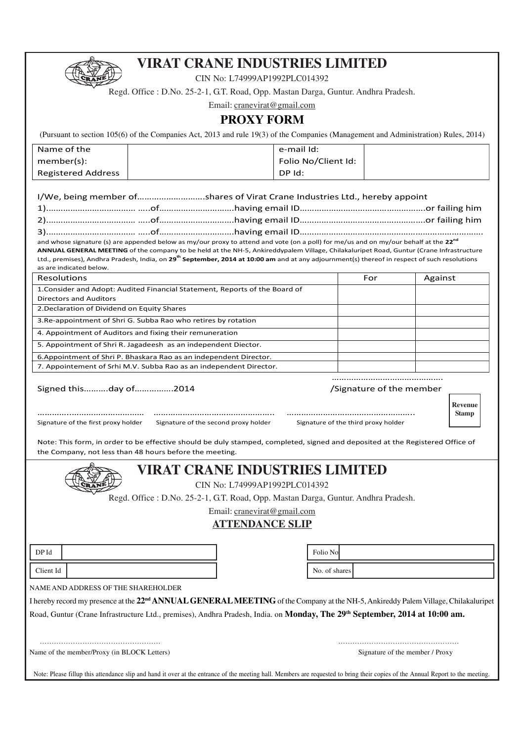# VIRAT CRANE INDUSTRIES LIMITED

CIN No: L74999AP1992PLC014392

Regd. Office : D.No. 25-2-1, G.T. Road, Opp. Mastan Darga, Guntur. Andhra Pradesh.

Email: cranevirat@gmail.com

## PROXY FORM

(Pursuant to section 105(6) of the Companies Act, 2013 and rule 19(3) of the Companies (Management and Administration) Rules, 2014)

| Name of the member(s): Registered Address | | e-mail Id: Folio No/Client Id: DP Id: | |
|---|---|---|---|

I/We, being member of..........................shares of Virat Crane Industries Ltd., hereby appoint

1).................................... .....of.............................having email ID..................................................or failing him

2).................................... .....of.............................having email ID..................................................or failing him

3).................................... .....of.............................having email ID...........................................................................

and whose signature (s) are appended below as my/our proxy to attend and vote (on a poll) for me/us and on my/our behalf at the **22nd ANNUAL GENERAL MEETING** of the company to be held at the NH-5, Ankireddypalem Village, Chilakaluripet Road, Guntur (Crane Infrastructure Ltd., premises), Andhra Pradesh, India, on **29th September, 2014 at 10:00 am** and at any adjournment(s) thereof in respect of such resolutions as are indicated below.

| Resolutions | For | Against |
|---|---|---|
| 1.Consider and Adopt: Audited Financial Statement, Reports of the Board of Directors and Auditors | | |
| 2.Declaration of Dividend on Equity Shares | | |
| 3.Re-appointment of Shri G. Subba Rao who retires by rotation | | |
| 4. Appointment of Auditors and fixing their remuneration | | |
| 5. Appointment of Shri R. Jagadeesh as an independent Diector. | | |
| 6.Appointment of Shri P. Bhaskara Rao as an independent Director. | | |
| 7. Appointement of Srhi M.V. Subba Rao as an independent Director. | | |

Signed this.........day of...............2014

............................................
/Signature of the member

Revenue Stamp

.......................................... Signature of the first proxy holder

................................................. Signature of the second proxy holder

.................................................. Signature of the third proxy holder

Note: This form, in order to be effective should be duly stamped, completed, signed and deposited at the Registered Office of the Company, not less than 48 hours before the meeting.

---

# VIRAT CRANE INDUSTRIES LIMITED

CIN No: L74999AP1992PLC014392

Regd. Office : D.No. 25-2-1, G.T. Road, Opp. Mastan Darga, Guntur. Andhra Pradesh.

Email: cranevirat@gmail.com

## ATTENDANCE SLIP

| DP Id | | Folio No | |
|---|---|---|---|
| Client Id | | No. of shares | |

NAME AND ADDRESS OF THE SHAREHOLDER

I hereby record my presence at the **22nd ANNUAL GENERAL MEETING** of the Company at the NH-5, Ankireddy Palem Village, Chilakaluripet Road, Guntur (Crane Infrastructure Ltd., premises), Andhra Pradesh, India. on **Monday, The 29th September, 2014 at 10:00 am.**

.................................................. Name of the member/Proxy (in BLOCK Letters)

.................................................. Signature of the member / Proxy

Note: Please fillup this attendance slip and hand it over at the entrance of the meeting hall. Members are requested to bring their copies of the Annual Report to the meeting.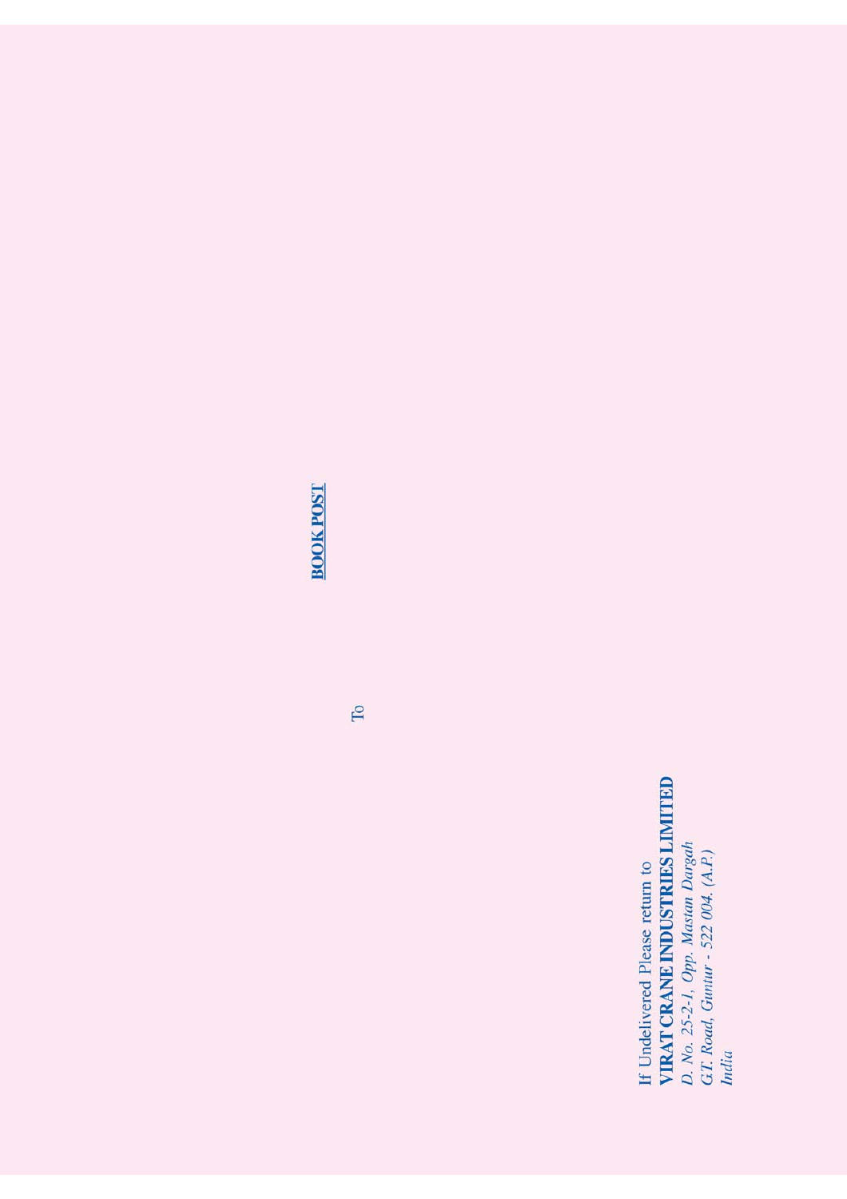**BOOK POST**

To

If Undelivered Please return to
**VIRAT CRANE INDUSTRIES LIMITED**
*D. No. 25-2-1, Opp. Mastan Dargah*
*G.T. Road, Guntur - 522 004. (A.P.)*
*India*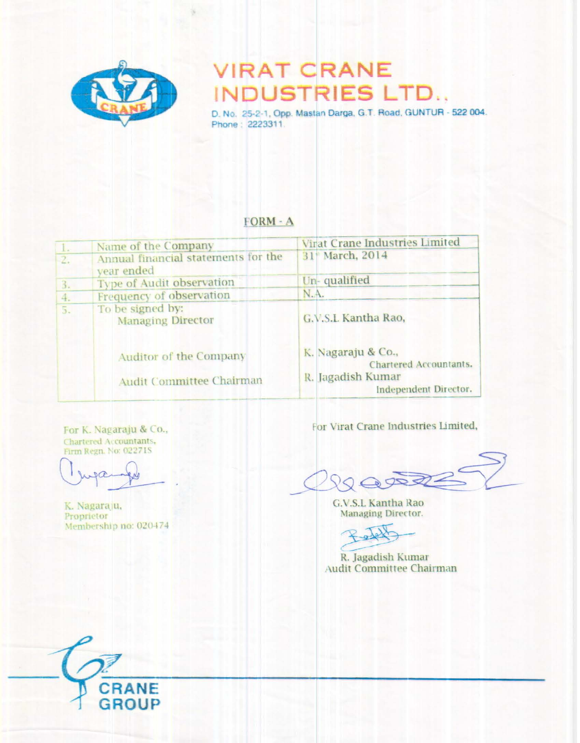# VIRAT CRANE INDUSTRIES LTD.,

D. No. 25-2-1, Opp. Mastan Darga, G.T. Road, GUNTUR - 522 004.
Phone : 2223311.

## FORM - A

| | | |
|---|---|---|
| 1. | Name of the Company | Virat Crane Industries Limited |
| 2. | Annual financial statements for the year ended | 31st March, 2014 |
| 3. | Type of Audit observation | Un- qualified |
| 4. | Frequency of observation | N.A. |
| 5. | To be signed by:<br>Managing Director<br><br>Auditor of the Company<br><br>Audit Committee Chairman | G.V.S.L Kantha Rao,<br><br>K. Nagaraju & Co.,<br>Chartered Accountants.<br>R. Jagadish Kumar<br>Independent Director. |

For K. Nagaraju & Co.,
Chartered Accountants,
Firm Regn. No: 02271S

K. Nagaraju,
Proprietor
Membership no: 020474

For Virat Crane Industries Limited,

G.V.S.L Kantha Rao
Managing Director.

R. Jagadish Kumar
Audit Committee Chairman

CRANE GROUP